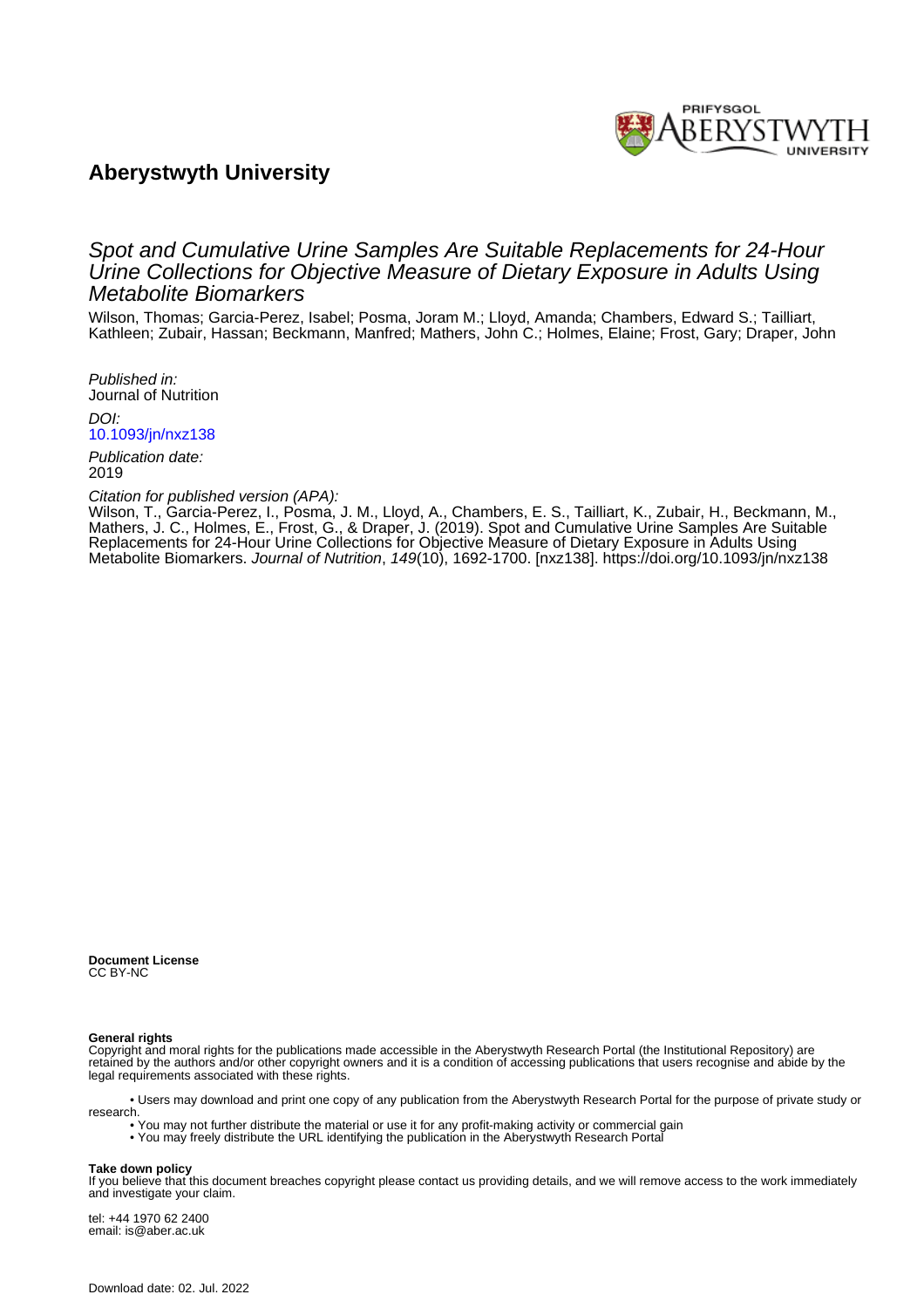PRIFYSGOL ABERYSTWYTH UNIVERSITY

# Aberystwyth University

## Spot and Cumulative Urine Samples Are Suitable Replacements for 24-Hour Urine Collections for Objective Measure of Dietary Exposure in Adults Using Metabolite Biomarkers

Wilson, Thomas; Garcia-Perez, Isabel; Posma, Joram M.; Lloyd, Amanda; Chambers, Edward S.; Tailliart, Kathleen; Zubair, Hassan; Beckmann, Manfred; Mathers, John C.; Holmes, Elaine; Frost, Gary; Draper, John

*Published in:*
Journal of Nutrition

*DOI:*
[10.1093/jn/nxz138](https://doi.org/10.1093/jn/nxz138)

*Publication date:*
2019

*Citation for published version (APA):*
Wilson, T., Garcia-Perez, I., Posma, J. M., Lloyd, A., Chambers, E. S., Tailliart, K., Zubair, H., Beckmann, M., Mathers, J. C., Holmes, E., Frost, G., & Draper, J. (2019). Spot and Cumulative Urine Samples Are Suitable Replacements for 24-Hour Urine Collections for Objective Measure of Dietary Exposure in Adults Using Metabolite Biomarkers. *Journal of Nutrition*, *149*(10), 1692-1700. [nxz138]. https://doi.org/10.1093/jn/nxz138

**Document License**
CC BY-NC

**General rights**
Copyright and moral rights for the publications made accessible in the Aberystwyth Research Portal (the Institutional Repository) are retained by the authors and/or other copyright owners and it is a condition of accessing publications that users recognise and abide by the legal requirements associated with these rights.

• Users may download and print one copy of any publication from the Aberystwyth Research Portal for the purpose of private study or research.
• You may not further distribute the material or use it for any profit-making activity or commercial gain
• You may freely distribute the URL identifying the publication in the Aberystwyth Research Portal

**Take down policy**
If you believe that this document breaches copyright please contact us providing details, and we will remove access to the work immediately and investigate your claim.

tel: +44 1970 62 2400
email: is@aber.ac.uk

Download date: 02. Jul. 2022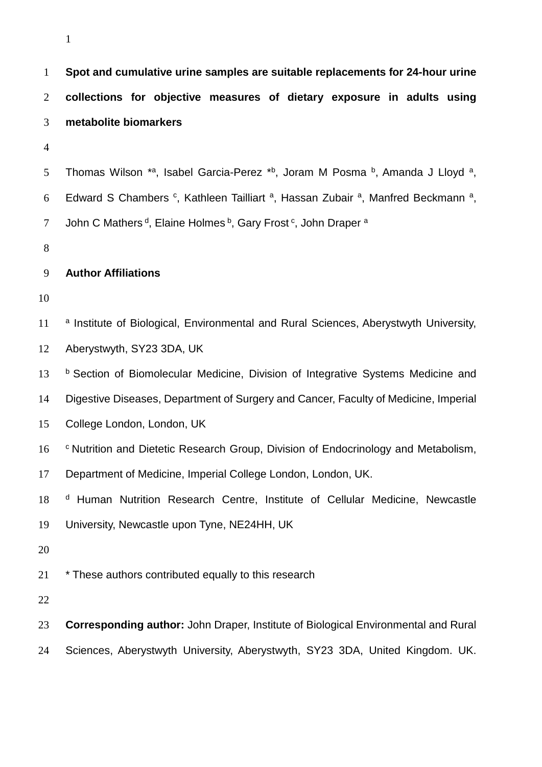# Spot and cumulative urine samples are suitable replacements for 24-hour urine collections for objective measures of dietary exposure in adults using metabolite biomarkers

Thomas Wilson *[a], Isabel Garcia-Perez *[b], Joram M Posma [b], Amanda J Lloyd [a], Edward S Chambers [c], Kathleen Tailliart [a], Hassan Zubair [a], Manfred Beckmann [a], John C Mathers [d], Elaine Holmes [b], Gary Frost [c], John Draper [a]

## Author Affiliations

[a] Institute of Biological, Environmental and Rural Sciences, Aberystwyth University, Aberystwyth, SY23 3DA, UK

[b] Section of Biomolecular Medicine, Division of Integrative Systems Medicine and Digestive Diseases, Department of Surgery and Cancer, Faculty of Medicine, Imperial College London, London, UK

[c] Nutrition and Dietetic Research Group, Division of Endocrinology and Metabolism, Department of Medicine, Imperial College London, London, UK.

[d] Human Nutrition Research Centre, Institute of Cellular Medicine, Newcastle University, Newcastle upon Tyne, NE24HH, UK

* These authors contributed equally to this research

**Corresponding author:** John Draper, Institute of Biological Environmental and Rural Sciences, Aberystwyth University, Aberystwyth, SY23 3DA, United Kingdom. UK.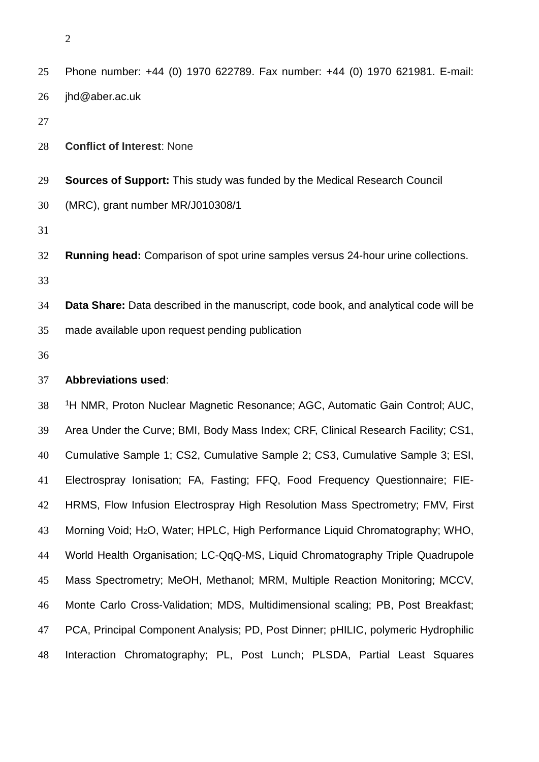Phone number: +44 (0) 1970 622789. Fax number: +44 (0) 1970 621981. E-mail: jhd@aber.ac.uk

**Conflict of Interest**: None

**Sources of Support:** This study was funded by the Medical Research Council (MRC), grant number MR/J010308/1

**Running head:** Comparison of spot urine samples versus 24-hour urine collections.

**Data Share:** Data described in the manuscript, code book, and analytical code will be made available upon request pending publication

**Abbreviations used**:

$^{1}$H NMR, Proton Nuclear Magnetic Resonance; AGC, Automatic Gain Control; AUC, Area Under the Curve; BMI, Body Mass Index; CRF, Clinical Research Facility; CS1, Cumulative Sample 1; CS2, Cumulative Sample 2; CS3, Cumulative Sample 3; ESI, Electrospray Ionisation; FA, Fasting; FFQ, Food Frequency Questionnaire; FIE-HRMS, Flow Infusion Electrospray High Resolution Mass Spectrometry; FMV, First Morning Void; $H_2O$, Water; HPLC, High Performance Liquid Chromatography; WHO, World Health Organisation; LC-QqQ-MS, Liquid Chromatography Triple Quadrupole Mass Spectrometry; MeOH, Methanol; MRM, Multiple Reaction Monitoring; MCCV, Monte Carlo Cross-Validation; MDS, Multidimensional scaling; PB, Post Breakfast; PCA, Principal Component Analysis; PD, Post Dinner; pHILIC, polymeric Hydrophilic Interaction Chromatography; PL, Post Lunch; PLSDA, Partial Least Squares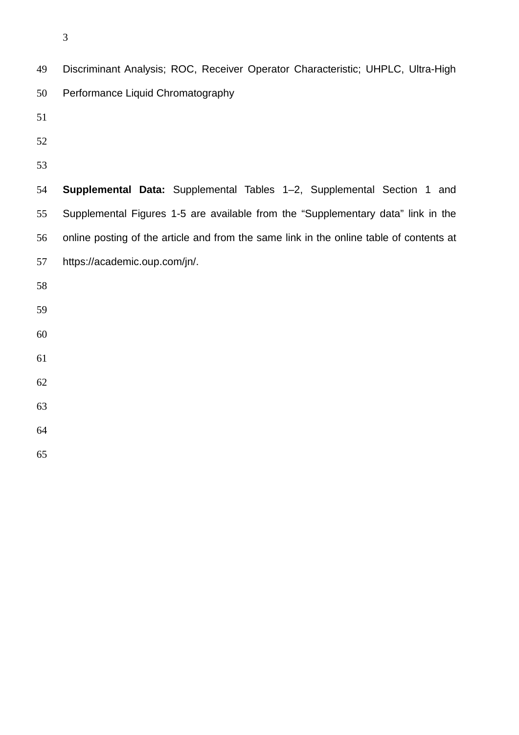Discriminant Analysis; ROC, Receiver Operator Characteristic; UHPLC, Ultra-High Performance Liquid Chromatography

**Supplemental Data:** Supplemental Tables 1–2, Supplemental Section 1 and Supplemental Figures 1-5 are available from the “Supplementary data” link in the online posting of the article and from the same link in the online table of contents at https://academic.oup.com/jn/.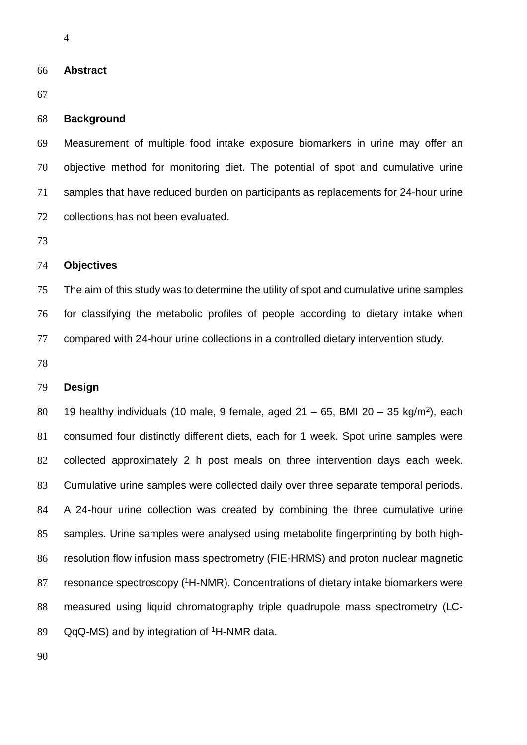## Abstract

### Background

Measurement of multiple food intake exposure biomarkers in urine may offer an objective method for monitoring diet. The potential of spot and cumulative urine samples that have reduced burden on participants as replacements for 24-hour urine collections has not been evaluated.

### Objectives

The aim of this study was to determine the utility of spot and cumulative urine samples for classifying the metabolic profiles of people according to dietary intake when compared with 24-hour urine collections in a controlled dietary intervention study.

### Design

19 healthy individuals (10 male, 9 female, aged 21 – 65, BMI 20 – 35 kg/m$^2$), each consumed four distinctly different diets, each for 1 week. Spot urine samples were collected approximately 2 h post meals on three intervention days each week. Cumulative urine samples were collected daily over three separate temporal periods. A 24-hour urine collection was created by combining the three cumulative urine samples. Urine samples were analysed using metabolite fingerprinting by both high-resolution flow infusion mass spectrometry (FIE-HRMS) and proton nuclear magnetic resonance spectroscopy ($^1$H-NMR). Concentrations of dietary intake biomarkers were measured using liquid chromatography triple quadrupole mass spectrometry (LC-QqQ-MS) and by integration of $^1$H-NMR data.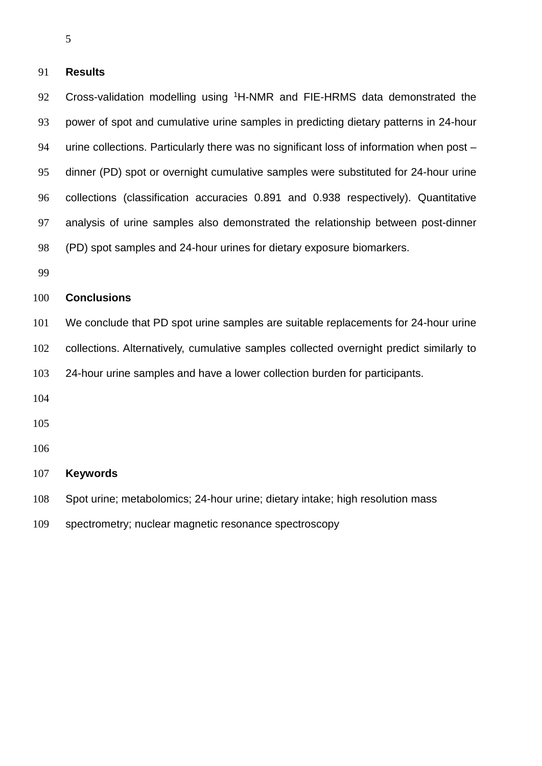## Results

Cross-validation modelling using $^1$H-NMR and FIE-HRMS data demonstrated the power of spot and cumulative urine samples in predicting dietary patterns in 24-hour urine collections. Particularly there was no significant loss of information when post – dinner (PD) spot or overnight cumulative samples were substituted for 24-hour urine collections (classification accuracies 0.891 and 0.938 respectively). Quantitative analysis of urine samples also demonstrated the relationship between post-dinner (PD) spot samples and 24-hour urines for dietary exposure biomarkers.

## Conclusions

We conclude that PD spot urine samples are suitable replacements for 24-hour urine collections. Alternatively, cumulative samples collected overnight predict similarly to 24-hour urine samples and have a lower collection burden for participants.

## Keywords

Spot urine; metabolomics; 24-hour urine; dietary intake; high resolution mass spectrometry; nuclear magnetic resonance spectroscopy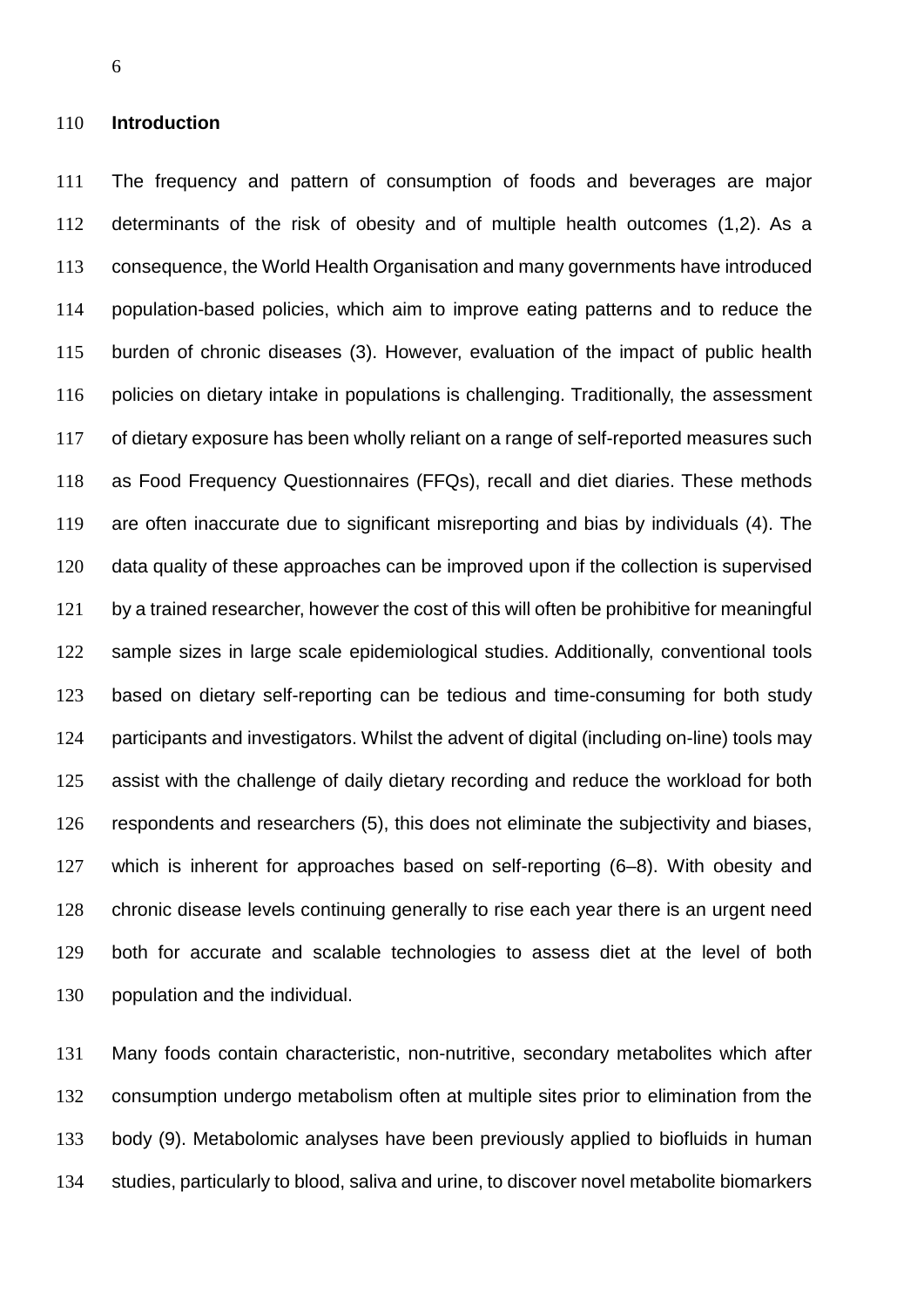## Introduction

The frequency and pattern of consumption of foods and beverages are major determinants of the risk of obesity and of multiple health outcomes (1,2). As a consequence, the World Health Organisation and many governments have introduced population-based policies, which aim to improve eating patterns and to reduce the burden of chronic diseases (3). However, evaluation of the impact of public health policies on dietary intake in populations is challenging. Traditionally, the assessment of dietary exposure has been wholly reliant on a range of self-reported measures such as Food Frequency Questionnaires (FFQs), recall and diet diaries. These methods are often inaccurate due to significant misreporting and bias by individuals (4). The data quality of these approaches can be improved upon if the collection is supervised by a trained researcher, however the cost of this will often be prohibitive for meaningful sample sizes in large scale epidemiological studies. Additionally, conventional tools based on dietary self-reporting can be tedious and time-consuming for both study participants and investigators. Whilst the advent of digital (including on-line) tools may assist with the challenge of daily dietary recording and reduce the workload for both respondents and researchers (5), this does not eliminate the subjectivity and biases, which is inherent for approaches based on self-reporting (6–8). With obesity and chronic disease levels continuing generally to rise each year there is an urgent need both for accurate and scalable technologies to assess diet at the level of both population and the individual.

Many foods contain characteristic, non-nutritive, secondary metabolites which after consumption undergo metabolism often at multiple sites prior to elimination from the body (9). Metabolomic analyses have been previously applied to biofluids in human studies, particularly to blood, saliva and urine, to discover novel metabolite biomarkers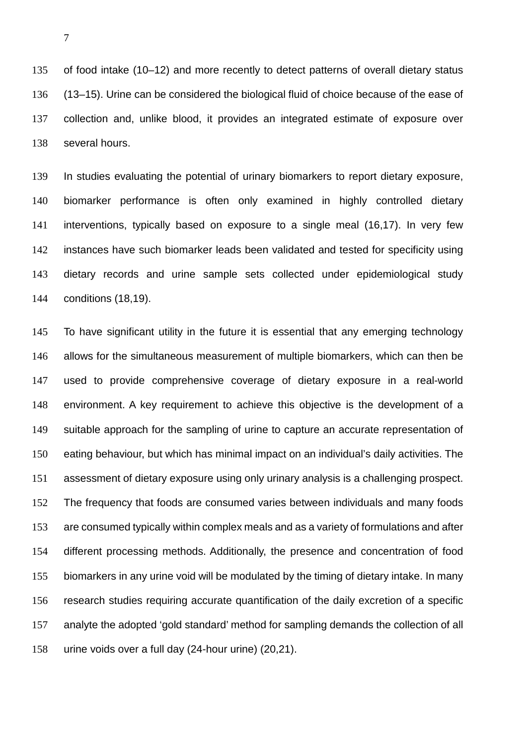of food intake (10–12) and more recently to detect patterns of overall dietary status (13–15). Urine can be considered the biological fluid of choice because of the ease of collection and, unlike blood, it provides an integrated estimate of exposure over several hours.

In studies evaluating the potential of urinary biomarkers to report dietary exposure, biomarker performance is often only examined in highly controlled dietary interventions, typically based on exposure to a single meal (16,17). In very few instances have such biomarker leads been validated and tested for specificity using dietary records and urine sample sets collected under epidemiological study conditions (18,19).

To have significant utility in the future it is essential that any emerging technology allows for the simultaneous measurement of multiple biomarkers, which can then be used to provide comprehensive coverage of dietary exposure in a real-world environment. A key requirement to achieve this objective is the development of a suitable approach for the sampling of urine to capture an accurate representation of eating behaviour, but which has minimal impact on an individual's daily activities. The assessment of dietary exposure using only urinary analysis is a challenging prospect. The frequency that foods are consumed varies between individuals and many foods are consumed typically within complex meals and as a variety of formulations and after different processing methods. Additionally, the presence and concentration of food biomarkers in any urine void will be modulated by the timing of dietary intake. In many research studies requiring accurate quantification of the daily excretion of a specific analyte the adopted 'gold standard' method for sampling demands the collection of all urine voids over a full day (24-hour urine) (20,21).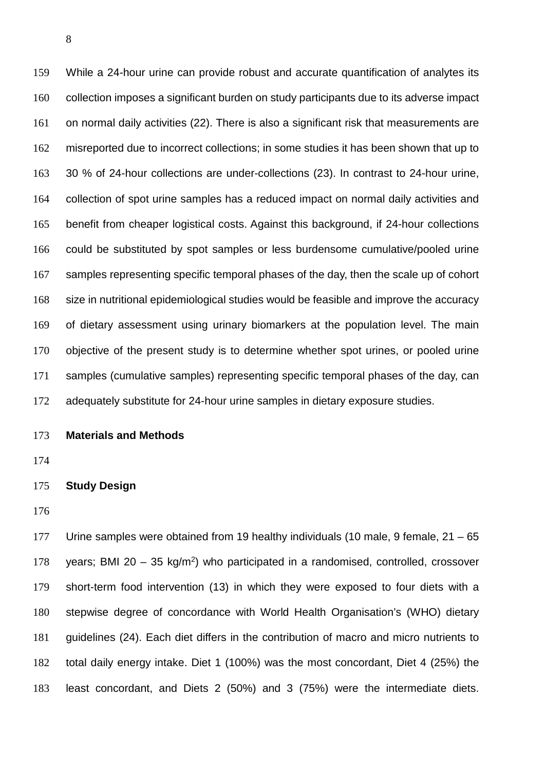While a 24-hour urine can provide robust and accurate quantification of analytes its collection imposes a significant burden on study participants due to its adverse impact on normal daily activities (22). There is also a significant risk that measurements are misreported due to incorrect collections; in some studies it has been shown that up to 30 % of 24-hour collections are under-collections (23). In contrast to 24-hour urine, collection of spot urine samples has a reduced impact on normal daily activities and benefit from cheaper logistical costs. Against this background, if 24-hour collections could be substituted by spot samples or less burdensome cumulative/pooled urine samples representing specific temporal phases of the day, then the scale up of cohort size in nutritional epidemiological studies would be feasible and improve the accuracy of dietary assessment using urinary biomarkers at the population level. The main objective of the present study is to determine whether spot urines, or pooled urine samples (cumulative samples) representing specific temporal phases of the day, can adequately substitute for 24-hour urine samples in dietary exposure studies.

## Materials and Methods

### Study Design

Urine samples were obtained from 19 healthy individuals (10 male, 9 female, 21 – 65 years; BMI 20 – 35 kg/m$^2$) who participated in a randomised, controlled, crossover short-term food intervention (13) in which they were exposed to four diets with a stepwise degree of concordance with World Health Organisation's (WHO) dietary guidelines (24). Each diet differs in the contribution of macro and micro nutrients to total daily energy intake. Diet 1 (100%) was the most concordant, Diet 4 (25%) the least concordant, and Diets 2 (50%) and 3 (75%) were the intermediate diets.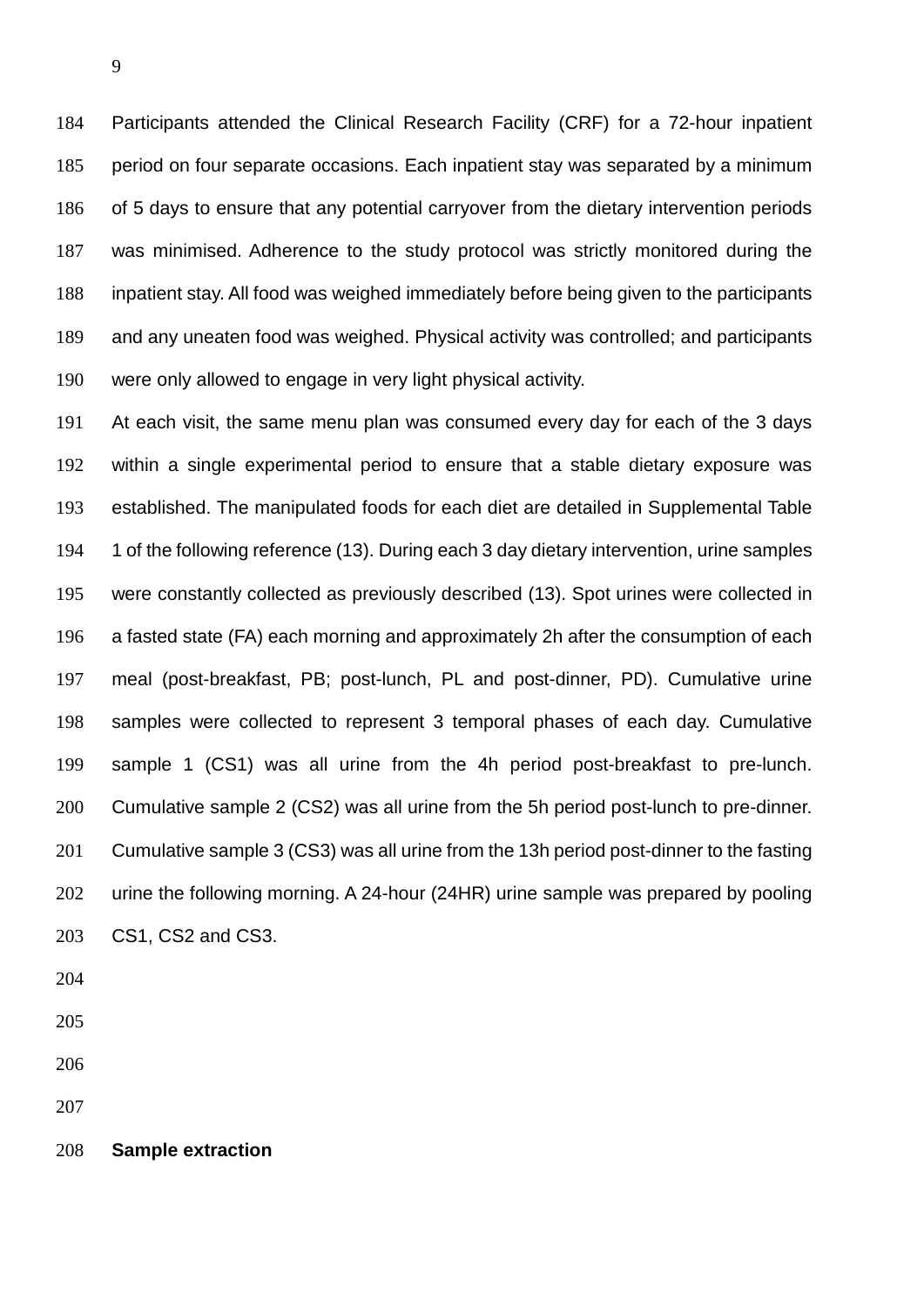Participants attended the Clinical Research Facility (CRF) for a 72-hour inpatient period on four separate occasions. Each inpatient stay was separated by a minimum of 5 days to ensure that any potential carryover from the dietary intervention periods was minimised. Adherence to the study protocol was strictly monitored during the inpatient stay. All food was weighed immediately before being given to the participants and any uneaten food was weighed. Physical activity was controlled; and participants were only allowed to engage in very light physical activity.

At each visit, the same menu plan was consumed every day for each of the 3 days within a single experimental period to ensure that a stable dietary exposure was established. The manipulated foods for each diet are detailed in Supplemental Table 1 of the following reference (13). During each 3 day dietary intervention, urine samples were constantly collected as previously described (13). Spot urines were collected in a fasted state (FA) each morning and approximately 2h after the consumption of each meal (post-breakfast, PB; post-lunch, PL and post-dinner, PD). Cumulative urine samples were collected to represent 3 temporal phases of each day. Cumulative sample 1 (CS1) was all urine from the 4h period post-breakfast to pre-lunch. Cumulative sample 2 (CS2) was all urine from the 5h period post-lunch to pre-dinner. Cumulative sample 3 (CS3) was all urine from the 13h period post-dinner to the fasting urine the following morning. A 24-hour (24HR) urine sample was prepared by pooling CS1, CS2 and CS3.

**Sample extraction**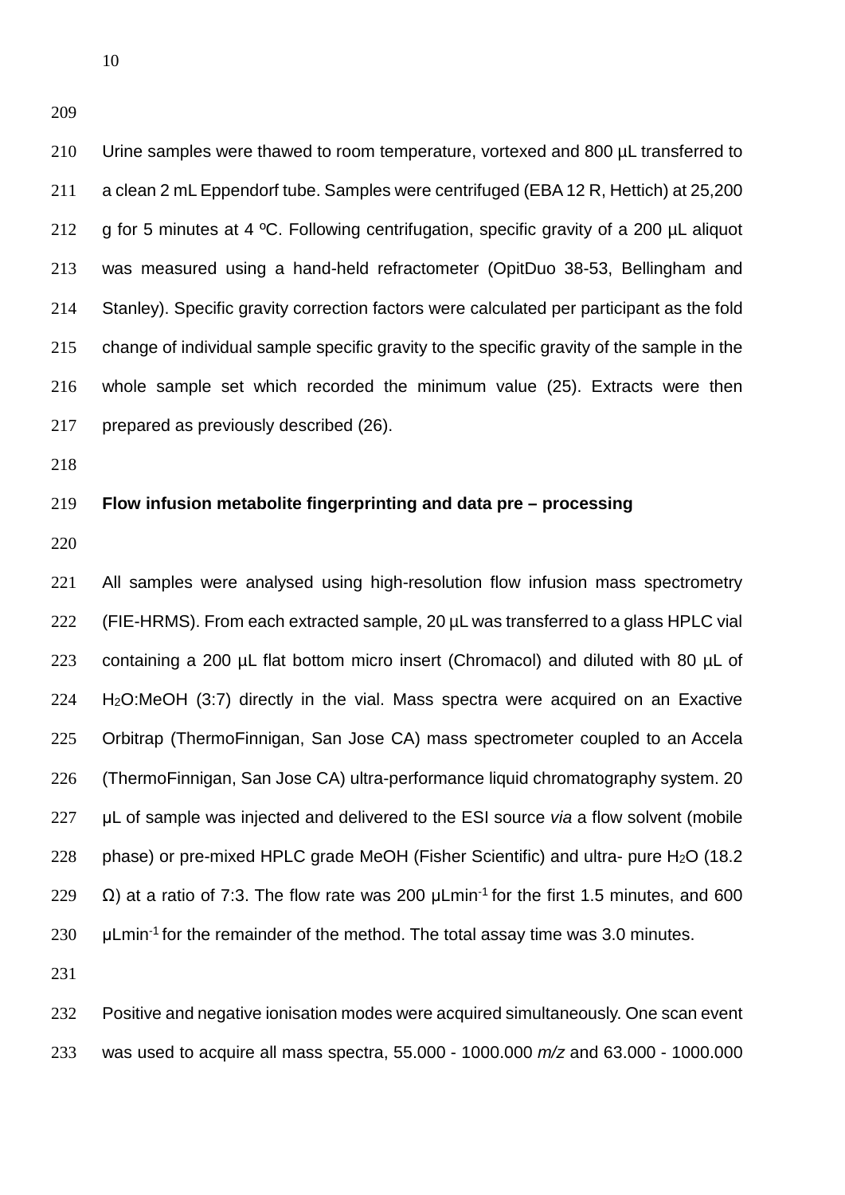Urine samples were thawed to room temperature, vortexed and 800 µL transferred to a clean 2 mL Eppendorf tube. Samples were centrifuged (EBA 12 R, Hettich) at 25,200 g for 5 minutes at 4 ºC. Following centrifugation, specific gravity of a 200 µL aliquot was measured using a hand-held refractometer (OpitDuo 38-53, Bellingham and Stanley). Specific gravity correction factors were calculated per participant as the fold change of individual sample specific gravity to the specific gravity of the sample in the whole sample set which recorded the minimum value (25). Extracts were then prepared as previously described (26).

**Flow infusion metabolite fingerprinting and data pre – processing**

All samples were analysed using high-resolution flow infusion mass spectrometry (FIE-HRMS). From each extracted sample, 20 µL was transferred to a glass HPLC vial containing a 200 µL flat bottom micro insert (Chromacol) and diluted with 80 µL of $H_2O$:MeOH (3:7) directly in the vial. Mass spectra were acquired on an Exactive Orbitrap (ThermoFinnigan, San Jose CA) mass spectrometer coupled to an Accela (ThermoFinnigan, San Jose CA) ultra-performance liquid chromatography system. 20 µL of sample was injected and delivered to the ESI source *via* a flow solvent (mobile phase) or pre-mixed HPLC grade MeOH (Fisher Scientific) and ultra- pure $H_2O$ (18.2 Ω) at a ratio of 7:3. The flow rate was 200 µLmin$^{-1}$ for the first 1.5 minutes, and 600 µLmin$^{-1}$ for the remainder of the method. The total assay time was 3.0 minutes.

Positive and negative ionisation modes were acquired simultaneously. One scan event was used to acquire all mass spectra, 55.000 - 1000.000 *m/z* and 63.000 - 1000.000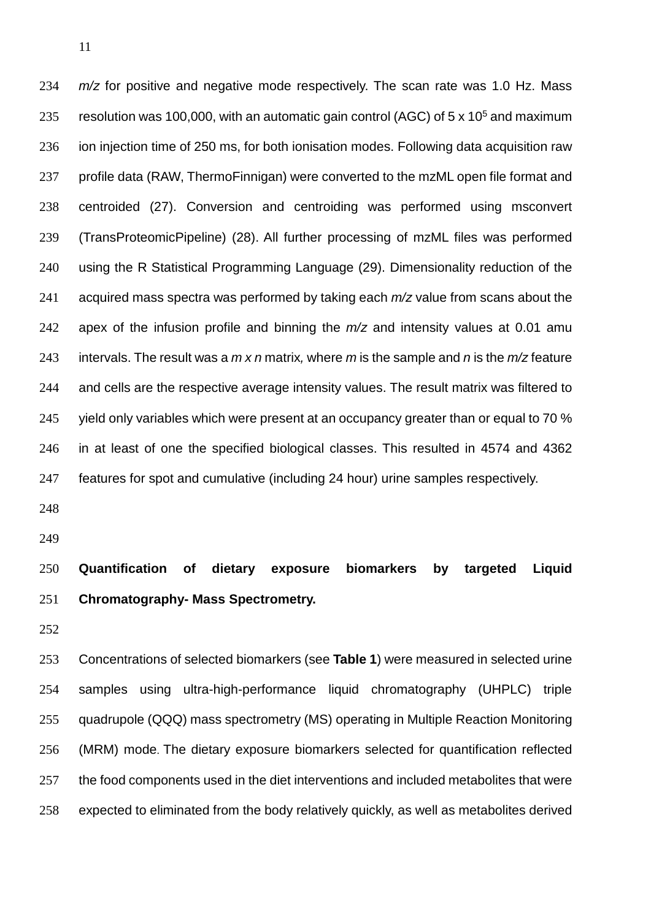*m/z* for positive and negative mode respectively. The scan rate was 1.0 Hz. Mass resolution was 100,000, with an automatic gain control (AGC) of 5 x $10^5$ and maximum ion injection time of 250 ms, for both ionisation modes. Following data acquisition raw profile data (RAW, ThermoFinnigan) were converted to the mzML open file format and centroided (27). Conversion and centroiding was performed using msconvert (TransProteomicPipeline) (28). All further processing of mzML files was performed using the R Statistical Programming Language (29). Dimensionality reduction of the acquired mass spectra was performed by taking each *m/z* value from scans about the apex of the infusion profile and binning the *m/z* and intensity values at 0.01 amu intervals. The result was a *m x n* matrix*,* where *m* is the sample and *n* is the *m/z* feature and cells are the respective average intensity values. The result matrix was filtered to yield only variables which were present at an occupancy greater than or equal to 70 % in at least of one the specified biological classes. This resulted in 4574 and 4362 features for spot and cumulative (including 24 hour) urine samples respectively.

**Quantification of dietary exposure biomarkers by targeted Liquid Chromatography- Mass Spectrometry.**

Concentrations of selected biomarkers (see **Table 1**) were measured in selected urine samples using ultra-high-performance liquid chromatography (UHPLC) triple quadrupole (QQQ) mass spectrometry (MS) operating in Multiple Reaction Monitoring (MRM) mode. The dietary exposure biomarkers selected for quantification reflected the food components used in the diet interventions and included metabolites that were expected to eliminated from the body relatively quickly, as well as metabolites derived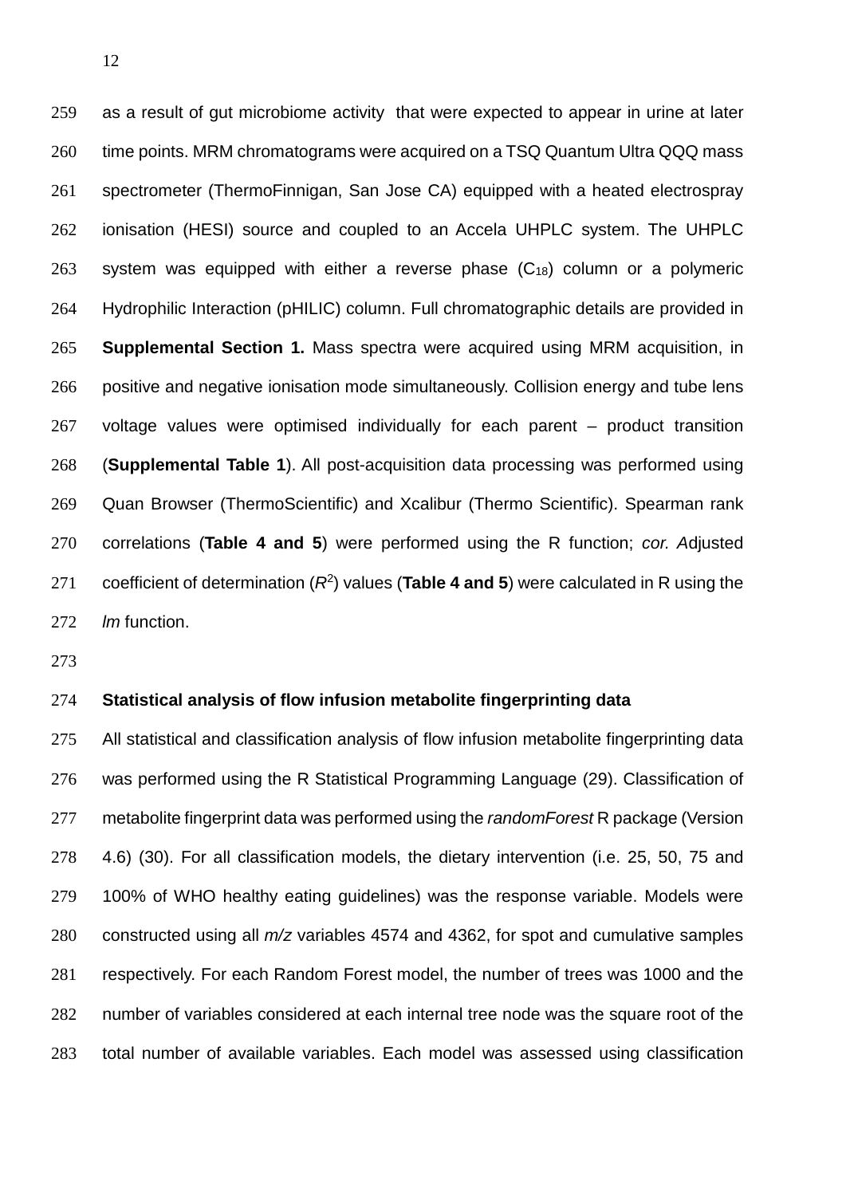as a result of gut microbiome activity that were expected to appear in urine at later time points. MRM chromatograms were acquired on a TSQ Quantum Ultra QQQ mass spectrometer (ThermoFinnigan, San Jose CA) equipped with a heated electrospray ionisation (HESI) source and coupled to an Accela UHPLC system. The UHPLC system was equipped with either a reverse phase ($C_{18}$) column or a polymeric Hydrophilic Interaction (pHILIC) column. Full chromatographic details are provided in **Supplemental Section 1.** Mass spectra were acquired using MRM acquisition, in positive and negative ionisation mode simultaneously. Collision energy and tube lens voltage values were optimised individually for each parent – product transition (**Supplemental Table 1**). All post-acquisition data processing was performed using Quan Browser (ThermoScientific) and Xcalibur (Thermo Scientific). Spearman rank correlations (**Table 4 and 5**) were performed using the R function; *cor. A*djusted coefficient of determination ($R^2$) values (**Table 4 and 5**) were calculated in R using the *lm* function.

**Statistical analysis of flow infusion metabolite fingerprinting data**

All statistical and classification analysis of flow infusion metabolite fingerprinting data was performed using the R Statistical Programming Language (29). Classification of metabolite fingerprint data was performed using the *randomForest* R package (Version 4.6) (30). For all classification models, the dietary intervention (i.e. 25, 50, 75 and 100% of WHO healthy eating guidelines) was the response variable. Models were constructed using all *m/z* variables 4574 and 4362, for spot and cumulative samples respectively. For each Random Forest model, the number of trees was 1000 and the number of variables considered at each internal tree node was the square root of the total number of available variables. Each model was assessed using classification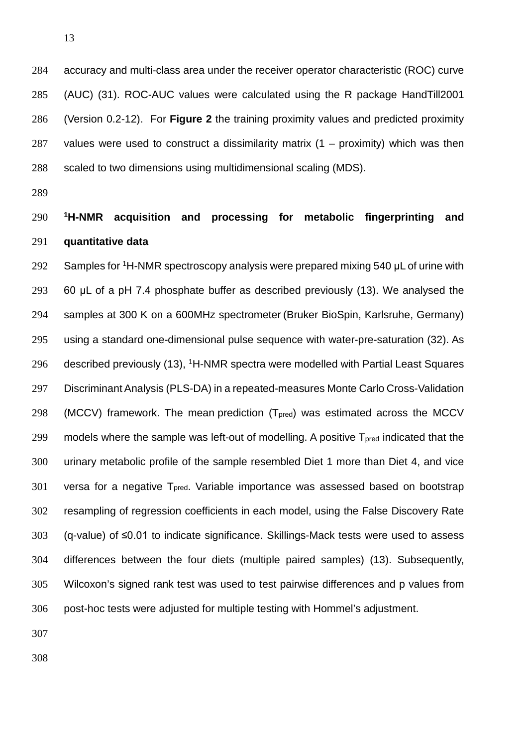accuracy and multi-class area under the receiver operator characteristic (ROC) curve (AUC) (31). ROC-AUC values were calculated using the R package HandTill2001 (Version 0.2-12). For **Figure 2** the training proximity values and predicted proximity values were used to construct a dissimilarity matrix (1 – proximity) which was then scaled to two dimensions using multidimensional scaling (MDS).

## $^{1}$H-NMR acquisition and processing for metabolic fingerprinting and quantitative data

Samples for $^{1}$H-NMR spectroscopy analysis were prepared mixing 540 µL of urine with 60 µL of a pH 7.4 phosphate buffer as described previously (13). We analysed the samples at 300 K on a 600MHz spectrometer (Bruker BioSpin, Karlsruhe, Germany) using a standard one-dimensional pulse sequence with water-pre-saturation (32). As described previously (13), $^{1}$H-NMR spectra were modelled with Partial Least Squares Discriminant Analysis (PLS-DA) in a repeated-measures Monte Carlo Cross-Validation (MCCV) framework. The mean prediction ($T_{pred}$) was estimated across the MCCV models where the sample was left-out of modelling. A positive $T_{pred}$ indicated that the urinary metabolic profile of the sample resembled Diet 1 more than Diet 4, and vice versa for a negative $T_{pred}$. Variable importance was assessed based on bootstrap resampling of regression coefficients in each model, using the False Discovery Rate (q-value) of ≤0.01 to indicate significance. Skillings-Mack tests were used to assess differences between the four diets (multiple paired samples) (13). Subsequently, Wilcoxon's signed rank test was used to test pairwise differences and p values from post-hoc tests were adjusted for multiple testing with Hommel's adjustment.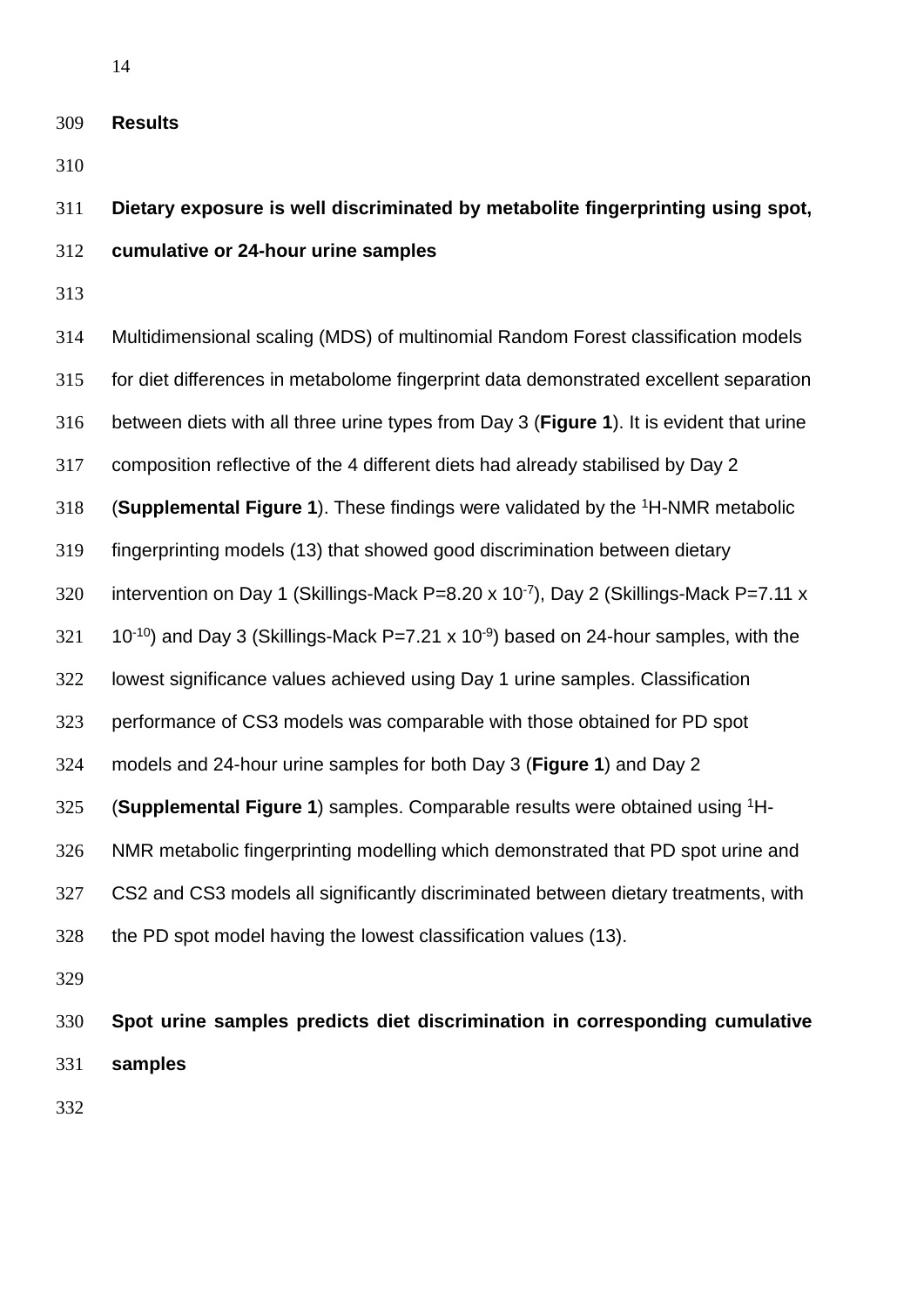## Results

### Dietary exposure is well discriminated by metabolite fingerprinting using spot, cumulative or 24-hour urine samples

Multidimensional scaling (MDS) of multinomial Random Forest classification models for diet differences in metabolome fingerprint data demonstrated excellent separation between diets with all three urine types from Day 3 (**Figure 1**). It is evident that urine composition reflective of the 4 different diets had already stabilised by Day 2 (**Supplemental Figure 1**). These findings were validated by the $^{1}$H-NMR metabolic fingerprinting models (13) that showed good discrimination between dietary intervention on Day 1 (Skillings-Mack P=8.20 x $10^{-7}$), Day 2 (Skillings-Mack P=7.11 x $10^{-10}$) and Day 3 (Skillings-Mack P=7.21 x $10^{-9}$) based on 24-hour samples, with the lowest significance values achieved using Day 1 urine samples. Classification performance of CS3 models was comparable with those obtained for PD spot models and 24-hour urine samples for both Day 3 (**Figure 1**) and Day 2 (**Supplemental Figure 1**) samples. Comparable results were obtained using $^{1}$H-NMR metabolic fingerprinting modelling which demonstrated that PD spot urine and CS2 and CS3 models all significantly discriminated between dietary treatments, with the PD spot model having the lowest classification values (13).

### Spot urine samples predicts diet discrimination in corresponding cumulative samples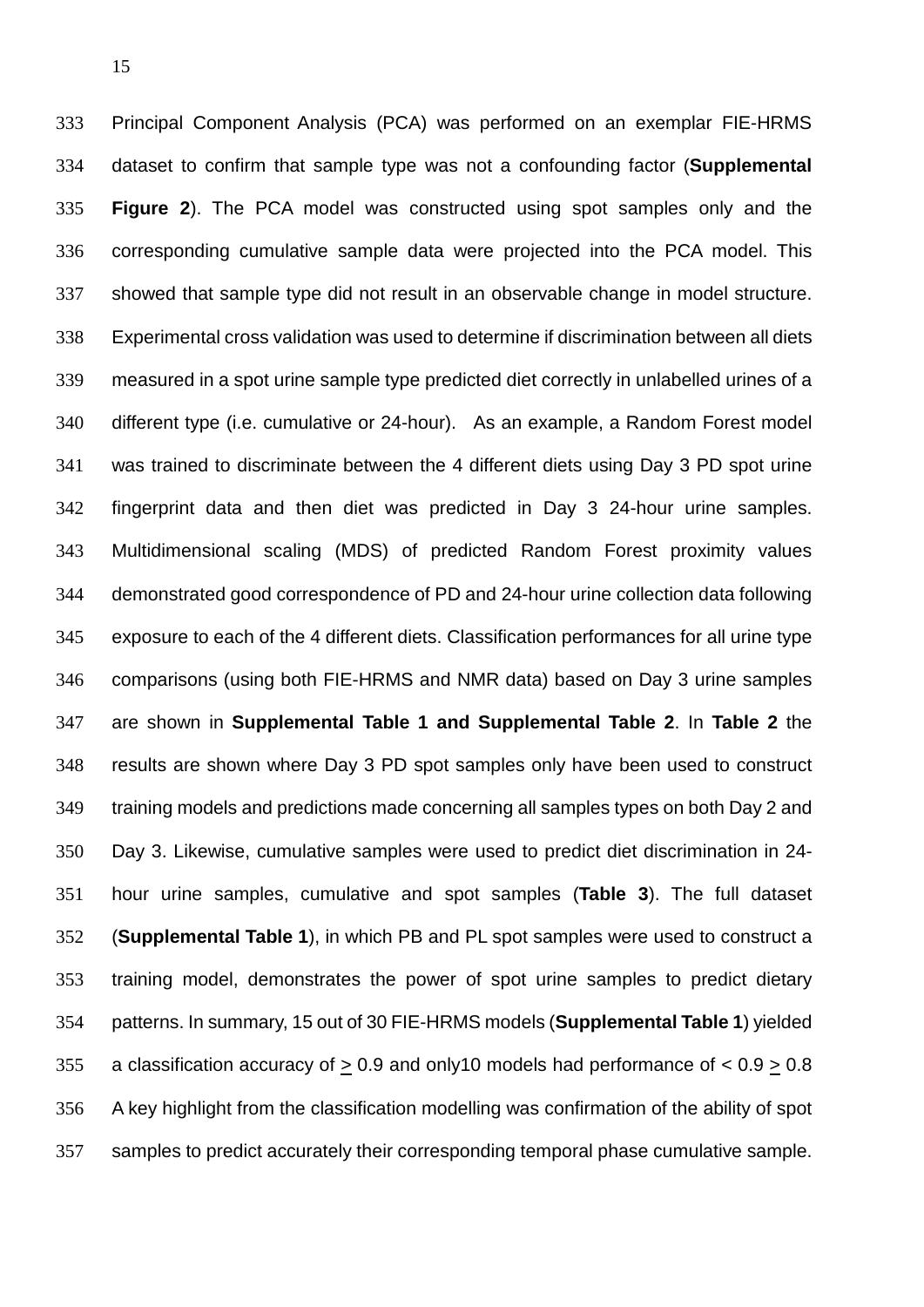Principal Component Analysis (PCA) was performed on an exemplar FIE-HRMS dataset to confirm that sample type was not a confounding factor (**Supplemental Figure 2**). The PCA model was constructed using spot samples only and the corresponding cumulative sample data were projected into the PCA model. This showed that sample type did not result in an observable change in model structure. Experimental cross validation was used to determine if discrimination between all diets measured in a spot urine sample type predicted diet correctly in unlabelled urines of a different type (i.e. cumulative or 24-hour). As an example, a Random Forest model was trained to discriminate between the 4 different diets using Day 3 PD spot urine fingerprint data and then diet was predicted in Day 3 24-hour urine samples. Multidimensional scaling (MDS) of predicted Random Forest proximity values demonstrated good correspondence of PD and 24-hour urine collection data following exposure to each of the 4 different diets. Classification performances for all urine type comparisons (using both FIE-HRMS and NMR data) based on Day 3 urine samples are shown in **Supplemental Table 1 and Supplemental Table 2**. In **Table 2** the results are shown where Day 3 PD spot samples only have been used to construct training models and predictions made concerning all samples types on both Day 2 and Day 3. Likewise, cumulative samples were used to predict diet discrimination in 24-hour urine samples, cumulative and spot samples (**Table 3**). The full dataset (**Supplemental Table 1**), in which PB and PL spot samples were used to construct a training model, demonstrates the power of spot urine samples to predict dietary patterns. In summary, 15 out of 30 FIE-HRMS models (**Supplemental Table 1**) yielded a classification accuracy of $\geq$ 0.9 and only10 models had performance of < 0.9 $\geq$ 0.8 A key highlight from the classification modelling was confirmation of the ability of spot samples to predict accurately their corresponding temporal phase cumulative sample.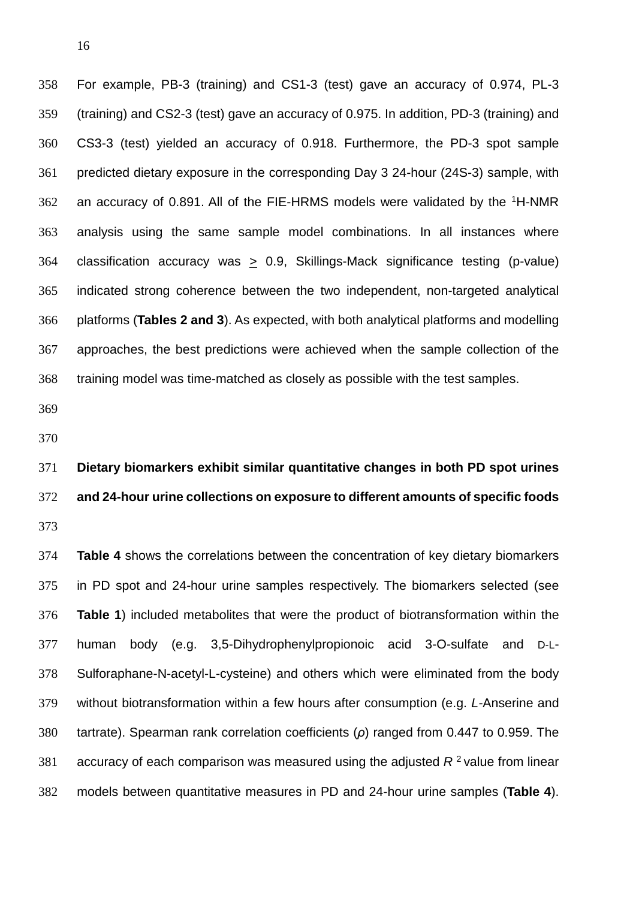For example, PB-3 (training) and CS1-3 (test) gave an accuracy of 0.974, PL-3 (training) and CS2-3 (test) gave an accuracy of 0.975. In addition, PD-3 (training) and CS3-3 (test) yielded an accuracy of 0.918. Furthermore, the PD-3 spot sample predicted dietary exposure in the corresponding Day 3 24-hour (24S-3) sample, with an accuracy of 0.891. All of the FIE-HRMS models were validated by the $^{1}$H-NMR analysis using the same sample model combinations. In all instances where classification accuracy was $\geq$ 0.9, Skillings-Mack significance testing (p-value) indicated strong coherence between the two independent, non-targeted analytical platforms (**Tables 2 and 3**). As expected, with both analytical platforms and modelling approaches, the best predictions were achieved when the sample collection of the training model was time-matched as closely as possible with the test samples.

**Dietary biomarkers exhibit similar quantitative changes in both PD spot urines and 24-hour urine collections on exposure to different amounts of specific foods**

**Table 4** shows the correlations between the concentration of key dietary biomarkers in PD spot and 24-hour urine samples respectively. The biomarkers selected (see **Table 1**) included metabolites that were the product of biotransformation within the human body (e.g. 3,5-Dihydrophenylpropionoic acid 3-O-sulfate and D-L-Sulforaphane-N-acetyl-L-cysteine) and others which were eliminated from the body without biotransformation within a few hours after consumption (e.g. *L*-Anserine and tartrate). Spearman rank correlation coefficients ($\rho$) ranged from 0.447 to 0.959. The accuracy of each comparison was measured using the adjusted $R^2$ value from linear models between quantitative measures in PD and 24-hour urine samples (**Table 4**).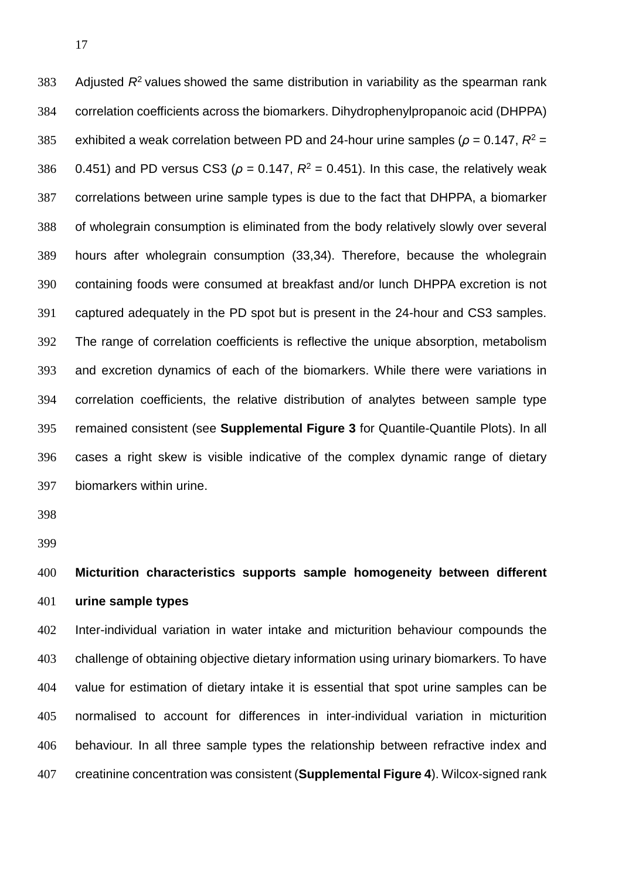Adjusted $R^2$ values showed the same distribution in variability as the spearman rank correlation coefficients across the biomarkers. Dihydrophenylpropanoic acid (DHPPA) exhibited a weak correlation between PD and 24-hour urine samples ($\rho$ = 0.147, $R^2$ = 0.451) and PD versus CS3 ($\rho$ = 0.147, $R^2$ = 0.451). In this case, the relatively weak correlations between urine sample types is due to the fact that DHPPA, a biomarker of wholegrain consumption is eliminated from the body relatively slowly over several hours after wholegrain consumption (33,34). Therefore, because the wholegrain containing foods were consumed at breakfast and/or lunch DHPPA excretion is not captured adequately in the PD spot but is present in the 24-hour and CS3 samples. The range of correlation coefficients is reflective the unique absorption, metabolism and excretion dynamics of each of the biomarkers. While there were variations in correlation coefficients, the relative distribution of analytes between sample type remained consistent (see **Supplemental Figure 3** for Quantile-Quantile Plots). In all cases a right skew is visible indicative of the complex dynamic range of dietary biomarkers within urine.

**Micturition characteristics supports sample homogeneity between different urine sample types**

Inter-individual variation in water intake and micturition behaviour compounds the challenge of obtaining objective dietary information using urinary biomarkers. To have value for estimation of dietary intake it is essential that spot urine samples can be normalised to account for differences in inter-individual variation in micturition behaviour. In all three sample types the relationship between refractive index and creatinine concentration was consistent (**Supplemental Figure 4**). Wilcox-signed rank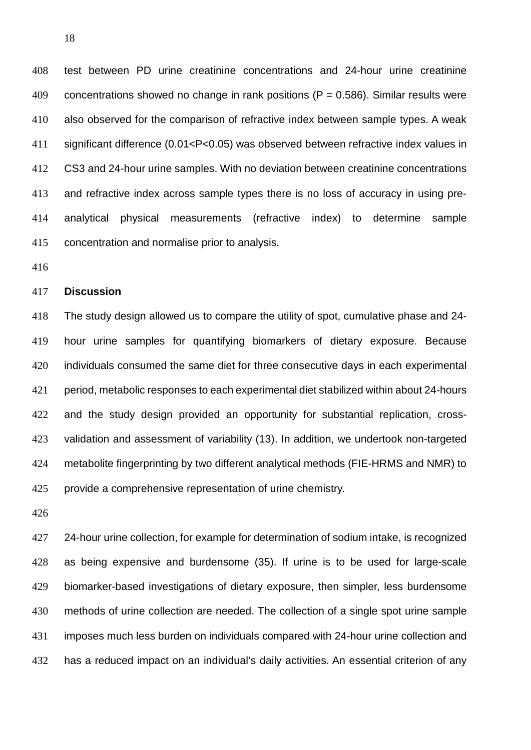test between PD urine creatinine concentrations and 24-hour urine creatinine concentrations showed no change in rank positions ($P = 0.586$). Similar results were also observed for the comparison of refractive index between sample types. A weak significant difference ($0.01<P<0.05$) was observed between refractive index values in CS3 and 24-hour urine samples. With no deviation between creatinine concentrations and refractive index across sample types there is no loss of accuracy in using pre-analytical physical measurements (refractive index) to determine sample concentration and normalise prior to analysis.

## Discussion

The study design allowed us to compare the utility of spot, cumulative phase and 24-hour urine samples for quantifying biomarkers of dietary exposure. Because individuals consumed the same diet for three consecutive days in each experimental period, metabolic responses to each experimental diet stabilized within about 24-hours and the study design provided an opportunity for substantial replication, cross-validation and assessment of variability (13). In addition, we undertook non-targeted metabolite fingerprinting by two different analytical methods (FIE-HRMS and NMR) to provide a comprehensive representation of urine chemistry.

24-hour urine collection, for example for determination of sodium intake, is recognized as being expensive and burdensome (35). If urine is to be used for large-scale biomarker-based investigations of dietary exposure, then simpler, less burdensome methods of urine collection are needed. The collection of a single spot urine sample imposes much less burden on individuals compared with 24-hour urine collection and has a reduced impact on an individual's daily activities. An essential criterion of any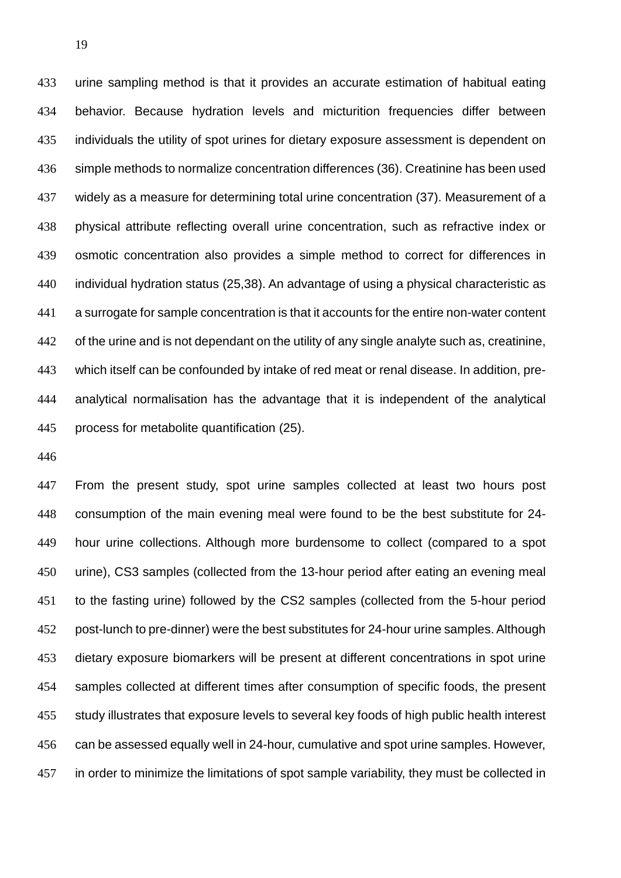urine sampling method is that it provides an accurate estimation of habitual eating behavior. Because hydration levels and micturition frequencies differ between individuals the utility of spot urines for dietary exposure assessment is dependent on simple methods to normalize concentration differences (36). Creatinine has been used widely as a measure for determining total urine concentration (37). Measurement of a physical attribute reflecting overall urine concentration, such as refractive index or osmotic concentration also provides a simple method to correct for differences in individual hydration status (25,38). An advantage of using a physical characteristic as a surrogate for sample concentration is that it accounts for the entire non-water content of the urine and is not dependant on the utility of any single analyte such as, creatinine, which itself can be confounded by intake of red meat or renal disease. In addition, pre-analytical normalisation has the advantage that it is independent of the analytical process for metabolite quantification (25).

From the present study, spot urine samples collected at least two hours post consumption of the main evening meal were found to be the best substitute for 24-hour urine collections. Although more burdensome to collect (compared to a spot urine), CS3 samples (collected from the 13-hour period after eating an evening meal to the fasting urine) followed by the CS2 samples (collected from the 5-hour period post-lunch to pre-dinner) were the best substitutes for 24-hour urine samples. Although dietary exposure biomarkers will be present at different concentrations in spot urine samples collected at different times after consumption of specific foods, the present study illustrates that exposure levels to several key foods of high public health interest can be assessed equally well in 24-hour, cumulative and spot urine samples. However, in order to minimize the limitations of spot sample variability, they must be collected in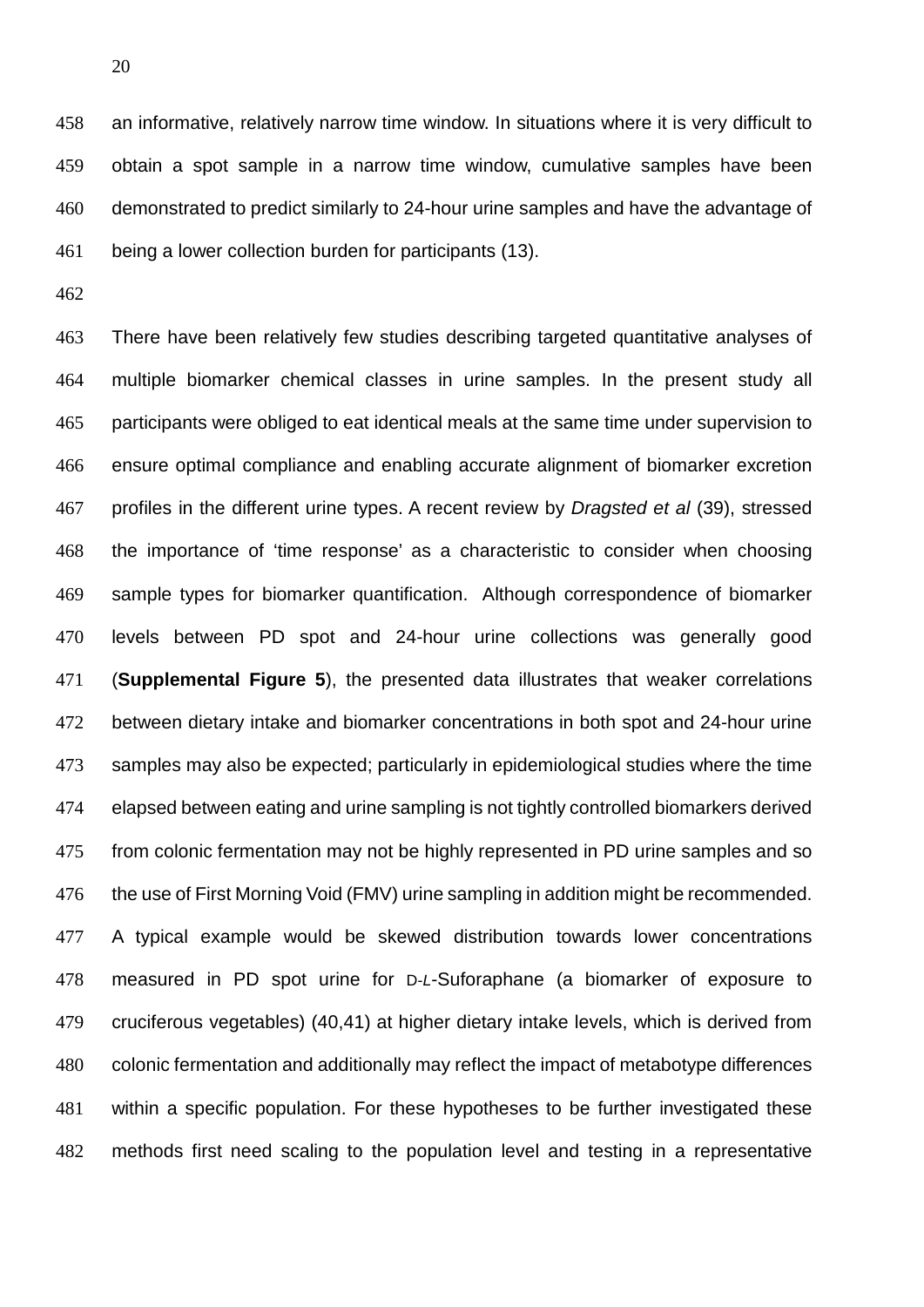an informative, relatively narrow time window. In situations where it is very difficult to obtain a spot sample in a narrow time window, cumulative samples have been demonstrated to predict similarly to 24-hour urine samples and have the advantage of being a lower collection burden for participants (13).

There have been relatively few studies describing targeted quantitative analyses of multiple biomarker chemical classes in urine samples. In the present study all participants were obliged to eat identical meals at the same time under supervision to ensure optimal compliance and enabling accurate alignment of biomarker excretion profiles in the different urine types. A recent review by *Dragsted et al* (39), stressed the importance of 'time response' as a characteristic to consider when choosing sample types for biomarker quantification. Although correspondence of biomarker levels between PD spot and 24-hour urine collections was generally good (**Supplemental Figure 5**), the presented data illustrates that weaker correlations between dietary intake and biomarker concentrations in both spot and 24-hour urine samples may also be expected; particularly in epidemiological studies where the time elapsed between eating and urine sampling is not tightly controlled biomarkers derived from colonic fermentation may not be highly represented in PD urine samples and so the use of First Morning Void (FMV) urine sampling in addition might be recommended. A typical example would be skewed distribution towards lower concentrations measured in PD spot urine for D-*L*-Suforaphane (a biomarker of exposure to cruciferous vegetables) (40,41) at higher dietary intake levels, which is derived from colonic fermentation and additionally may reflect the impact of metabotype differences within a specific population. For these hypotheses to be further investigated these methods first need scaling to the population level and testing in a representative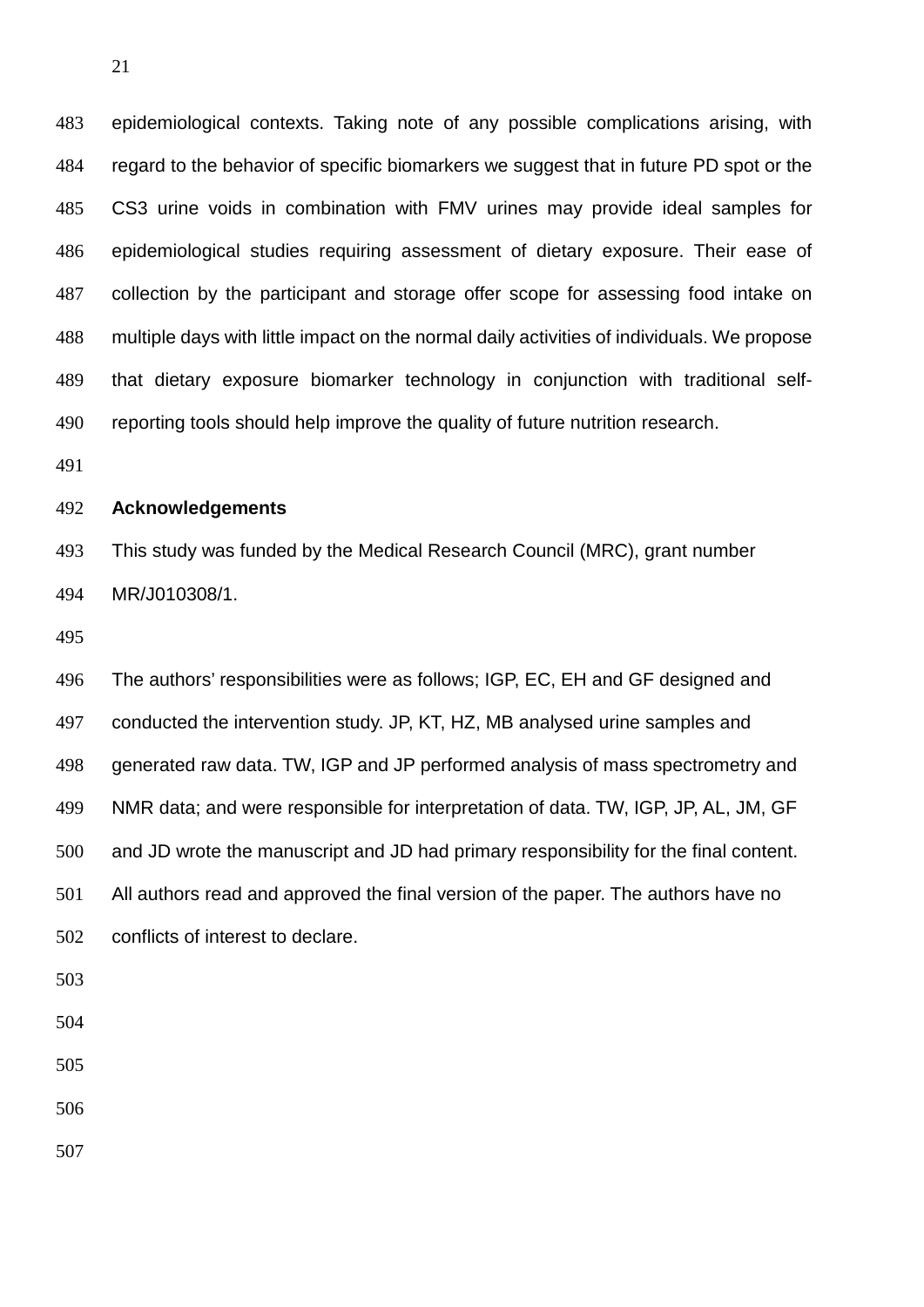epidemiological contexts. Taking note of any possible complications arising, with regard to the behavior of specific biomarkers we suggest that in future PD spot or the CS3 urine voids in combination with FMV urines may provide ideal samples for epidemiological studies requiring assessment of dietary exposure. Their ease of collection by the participant and storage offer scope for assessing food intake on multiple days with little impact on the normal daily activities of individuals. We propose that dietary exposure biomarker technology in conjunction with traditional self-reporting tools should help improve the quality of future nutrition research.

## Acknowledgements

This study was funded by the Medical Research Council (MRC), grant number MR/J010308/1.

The authors' responsibilities were as follows; IGP, EC, EH and GF designed and conducted the intervention study. JP, KT, HZ, MB analysed urine samples and generated raw data. TW, IGP and JP performed analysis of mass spectrometry and NMR data; and were responsible for interpretation of data. TW, IGP, JP, AL, JM, GF and JD wrote the manuscript and JD had primary responsibility for the final content. All authors read and approved the final version of the paper. The authors have no conflicts of interest to declare.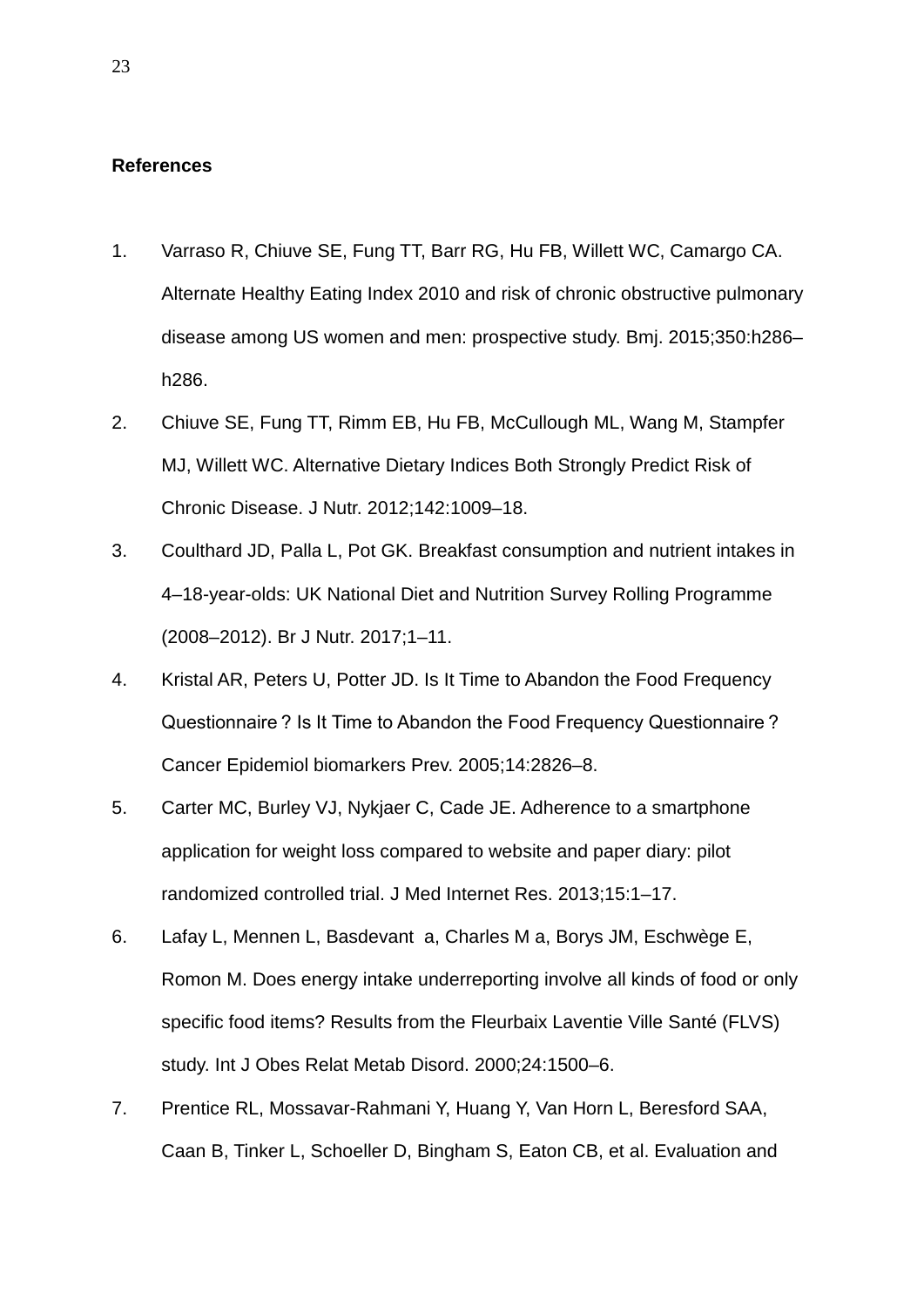**References**

1. Varraso R, Chiuve SE, Fung TT, Barr RG, Hu FB, Willett WC, Camargo CA. Alternate Healthy Eating Index 2010 and risk of chronic obstructive pulmonary disease among US women and men: prospective study. Bmj. 2015;350:h286–h286.
2. Chiuve SE, Fung TT, Rimm EB, Hu FB, McCullough ML, Wang M, Stampfer MJ, Willett WC. Alternative Dietary Indices Both Strongly Predict Risk of Chronic Disease. J Nutr. 2012;142:1009–18.
3. Coulthard JD, Palla L, Pot GK. Breakfast consumption and nutrient intakes in 4–18-year-olds: UK National Diet and Nutrition Survey Rolling Programme (2008–2012). Br J Nutr. 2017;1–11.
4. Kristal AR, Peters U, Potter JD. Is It Time to Abandon the Food Frequency Questionnaire ? Is It Time to Abandon the Food Frequency Questionnaire ? Cancer Epidemiol biomarkers Prev. 2005;14:2826–8.
5. Carter MC, Burley VJ, Nykjaer C, Cade JE. Adherence to a smartphone application for weight loss compared to website and paper diary: pilot randomized controlled trial. J Med Internet Res. 2013;15:1–17.
6. Lafay L, Mennen L, Basdevant a, Charles M a, Borys JM, Eschwège E, Romon M. Does energy intake underreporting involve all kinds of food or only specific food items? Results from the Fleurbaix Laventie Ville Santé (FLVS) study. Int J Obes Relat Metab Disord. 2000;24:1500–6.
7. Prentice RL, Mossavar-Rahmani Y, Huang Y, Van Horn L, Beresford SAA, Caan B, Tinker L, Schoeller D, Bingham S, Eaton CB, et al. Evaluation and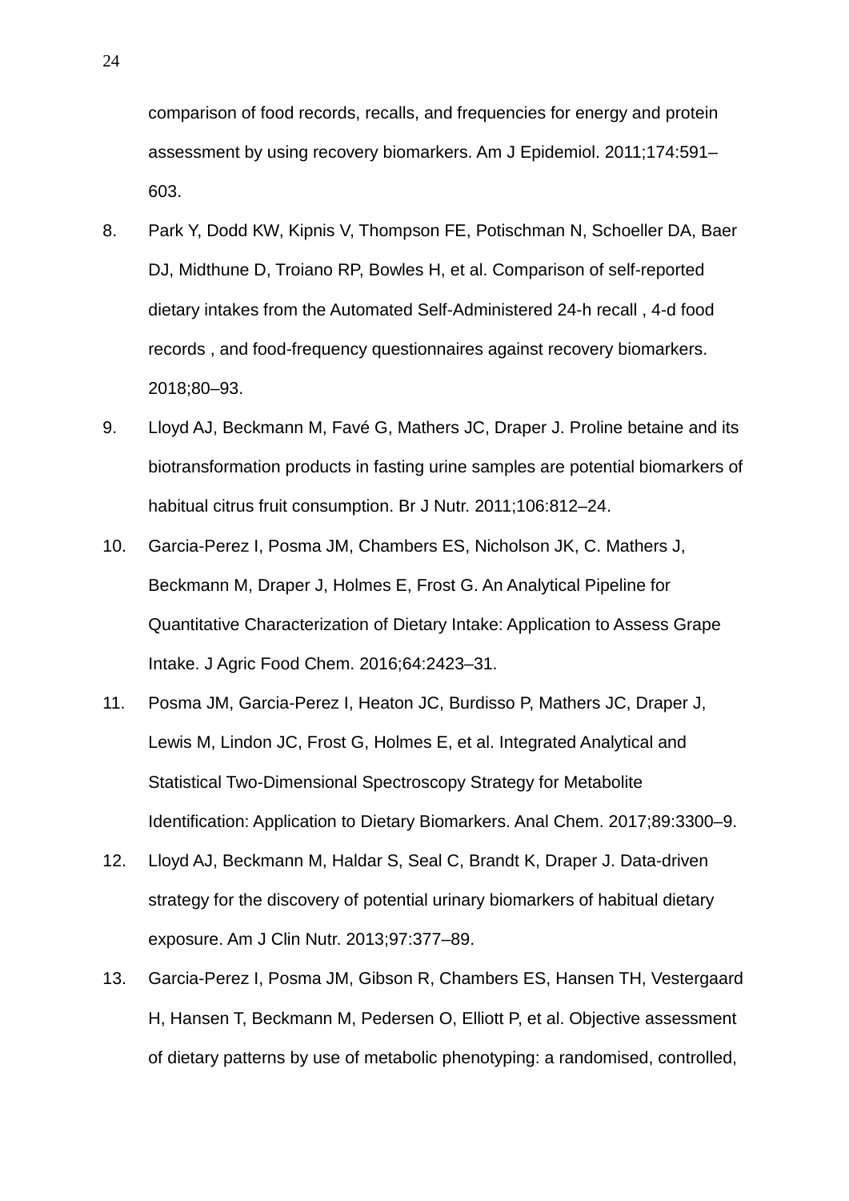comparison of food records, recalls, and frequencies for energy and protein assessment by using recovery biomarkers. Am J Epidemiol. 2011;174:591–603.

8. Park Y, Dodd KW, Kipnis V, Thompson FE, Potischman N, Schoeller DA, Baer DJ, Midthune D, Troiano RP, Bowles H, et al. Comparison of self-reported dietary intakes from the Automated Self-Administered 24-h recall , 4-d food records , and food-frequency questionnaires against recovery biomarkers. 2018;80–93.
9. Lloyd AJ, Beckmann M, Favé G, Mathers JC, Draper J. Proline betaine and its biotransformation products in fasting urine samples are potential biomarkers of habitual citrus fruit consumption. Br J Nutr. 2011;106:812–24.
10. Garcia-Perez I, Posma JM, Chambers ES, Nicholson JK, C. Mathers J, Beckmann M, Draper J, Holmes E, Frost G. An Analytical Pipeline for Quantitative Characterization of Dietary Intake: Application to Assess Grape Intake. J Agric Food Chem. 2016;64:2423–31.
11. Posma JM, Garcia-Perez I, Heaton JC, Burdisso P, Mathers JC, Draper J, Lewis M, Lindon JC, Frost G, Holmes E, et al. Integrated Analytical and Statistical Two-Dimensional Spectroscopy Strategy for Metabolite Identification: Application to Dietary Biomarkers. Anal Chem. 2017;89:3300–9.
12. Lloyd AJ, Beckmann M, Haldar S, Seal C, Brandt K, Draper J. Data-driven strategy for the discovery of potential urinary biomarkers of habitual dietary exposure. Am J Clin Nutr. 2013;97:377–89.
13. Garcia-Perez I, Posma JM, Gibson R, Chambers ES, Hansen TH, Vestergaard H, Hansen T, Beckmann M, Pedersen O, Elliott P, et al. Objective assessment of dietary patterns by use of metabolic phenotyping: a randomised, controlled,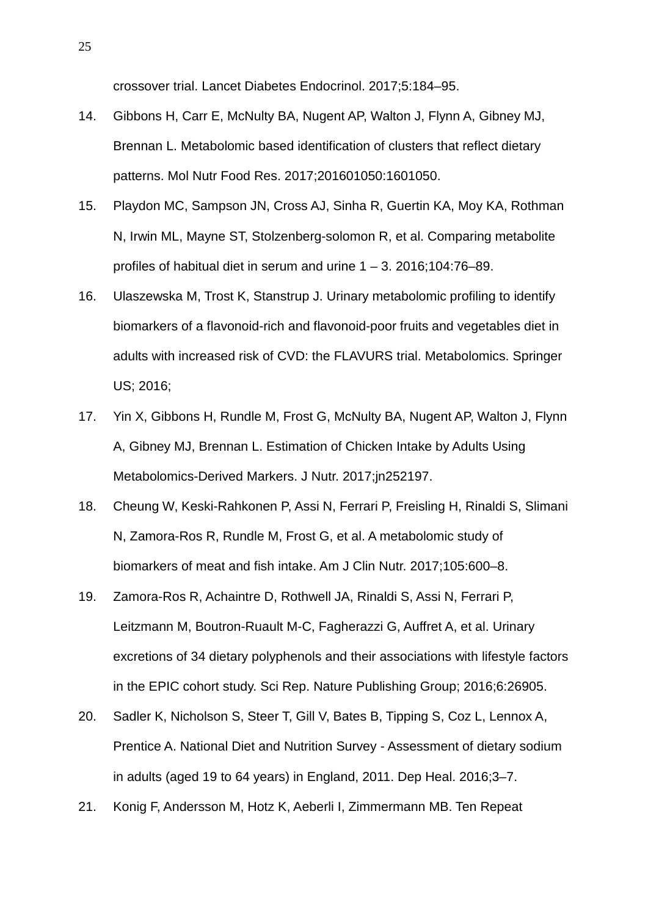crossover trial. Lancet Diabetes Endocrinol. 2017;5:184–95.

14. Gibbons H, Carr E, McNulty BA, Nugent AP, Walton J, Flynn A, Gibney MJ, Brennan L. Metabolomic based identification of clusters that reflect dietary patterns. Mol Nutr Food Res. 2017;201601050:1601050.

15. Playdon MC, Sampson JN, Cross AJ, Sinha R, Guertin KA, Moy KA, Rothman N, Irwin ML, Mayne ST, Stolzenberg-solomon R, et al. Comparing metabolite profiles of habitual diet in serum and urine 1 – 3. 2016;104:76–89.

16. Ulaszewska M, Trost K, Stanstrup J. Urinary metabolomic profiling to identify biomarkers of a flavonoid-rich and flavonoid-poor fruits and vegetables diet in adults with increased risk of CVD: the FLAVURS trial. Metabolomics. Springer US; 2016;

17. Yin X, Gibbons H, Rundle M, Frost G, McNulty BA, Nugent AP, Walton J, Flynn A, Gibney MJ, Brennan L. Estimation of Chicken Intake by Adults Using Metabolomics-Derived Markers. J Nutr. 2017;jn252197.

18. Cheung W, Keski-Rahkonen P, Assi N, Ferrari P, Freisling H, Rinaldi S, Slimani N, Zamora-Ros R, Rundle M, Frost G, et al. A metabolomic study of biomarkers of meat and fish intake. Am J Clin Nutr. 2017;105:600–8.

19. Zamora-Ros R, Achaintre D, Rothwell JA, Rinaldi S, Assi N, Ferrari P, Leitzmann M, Boutron-Ruault M-C, Fagherazzi G, Auffret A, et al. Urinary excretions of 34 dietary polyphenols and their associations with lifestyle factors in the EPIC cohort study. Sci Rep. Nature Publishing Group; 2016;6:26905.

20. Sadler K, Nicholson S, Steer T, Gill V, Bates B, Tipping S, Coz L, Lennox A, Prentice A. National Diet and Nutrition Survey - Assessment of dietary sodium in adults (aged 19 to 64 years) in England, 2011. Dep Heal. 2016;3–7.

21. Konig F, Andersson M, Hotz K, Aeberli I, Zimmermann MB. Ten Repeat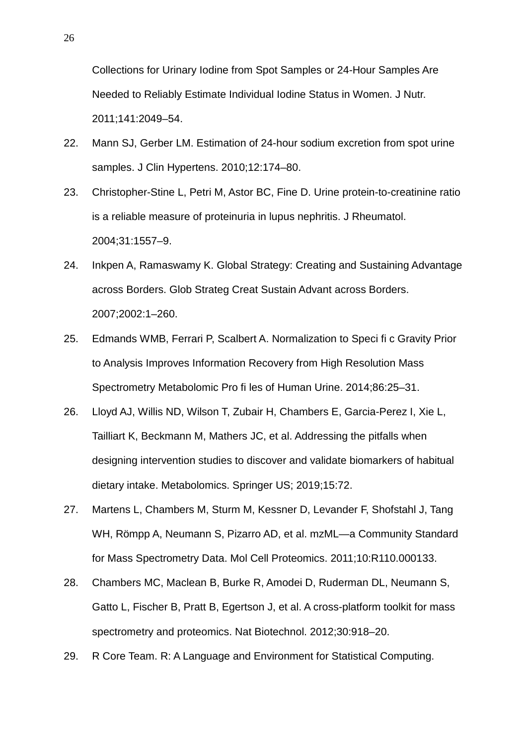Collections for Urinary Iodine from Spot Samples or 24-Hour Samples Are Needed to Reliably Estimate Individual Iodine Status in Women. J Nutr. 2011;141:2049–54.

22. Mann SJ, Gerber LM. Estimation of 24-hour sodium excretion from spot urine samples. J Clin Hypertens. 2010;12:174–80.
23. Christopher-Stine L, Petri M, Astor BC, Fine D. Urine protein-to-creatinine ratio is a reliable measure of proteinuria in lupus nephritis. J Rheumatol. 2004;31:1557–9.
24. Inkpen A, Ramaswamy K. Global Strategy: Creating and Sustaining Advantage across Borders. Glob Strateg Creat Sustain Advant across Borders. 2007;2002:1–260.
25. Edmands WMB, Ferrari P, Scalbert A. Normalization to Speci fi c Gravity Prior to Analysis Improves Information Recovery from High Resolution Mass Spectrometry Metabolomic Pro fi les of Human Urine. 2014;86:25–31.
26. Lloyd AJ, Willis ND, Wilson T, Zubair H, Chambers E, Garcia-Perez I, Xie L, Tailliart K, Beckmann M, Mathers JC, et al. Addressing the pitfalls when designing intervention studies to discover and validate biomarkers of habitual dietary intake. Metabolomics. Springer US; 2019;15:72.
27. Martens L, Chambers M, Sturm M, Kessner D, Levander F, Shofstahl J, Tang WH, Römpp A, Neumann S, Pizarro AD, et al. mzML—a Community Standard for Mass Spectrometry Data. Mol Cell Proteomics. 2011;10:R110.000133.
28. Chambers MC, Maclean B, Burke R, Amodei D, Ruderman DL, Neumann S, Gatto L, Fischer B, Pratt B, Egertson J, et al. A cross-platform toolkit for mass spectrometry and proteomics. Nat Biotechnol. 2012;30:918–20.
29. R Core Team. R: A Language and Environment for Statistical Computing.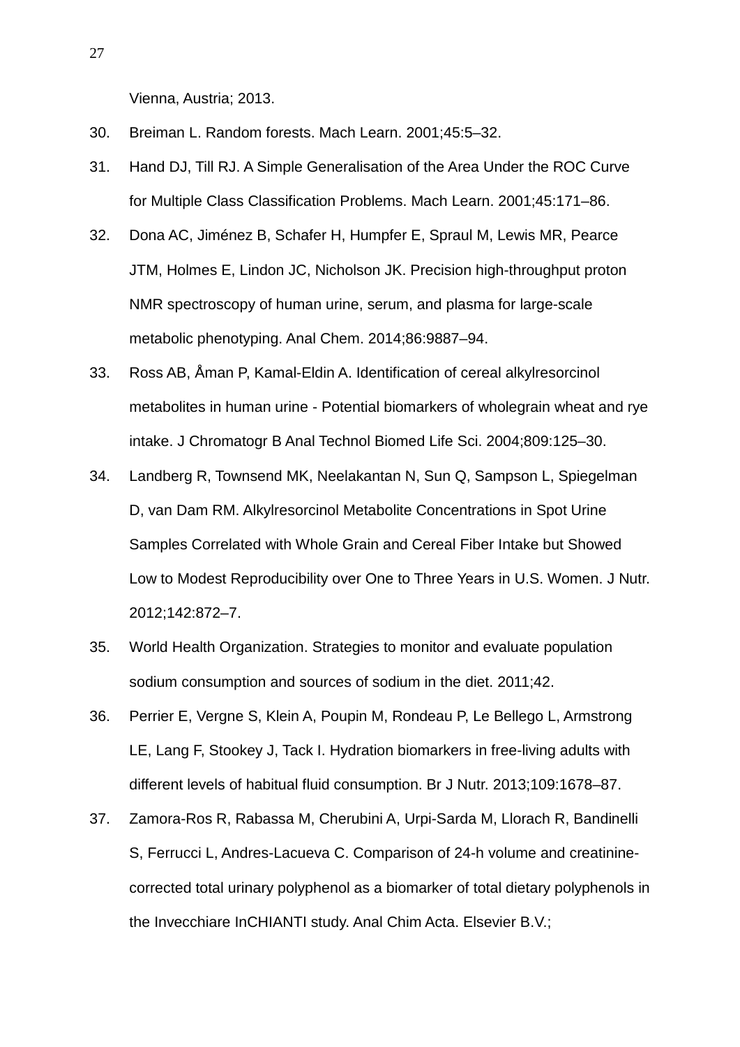Vienna, Austria; 2013.

30. Breiman L. Random forests. Mach Learn. 2001;45:5–32.
31. Hand DJ, Till RJ. A Simple Generalisation of the Area Under the ROC Curve for Multiple Class Classification Problems. Mach Learn. 2001;45:171–86.
32. Dona AC, Jiménez B, Schafer H, Humpfer E, Spraul M, Lewis MR, Pearce JTM, Holmes E, Lindon JC, Nicholson JK. Precision high-throughput proton NMR spectroscopy of human urine, serum, and plasma for large-scale metabolic phenotyping. Anal Chem. 2014;86:9887–94.
33. Ross AB, Åman P, Kamal-Eldin A. Identification of cereal alkylresorcinol metabolites in human urine - Potential biomarkers of wholegrain wheat and rye intake. J Chromatogr B Anal Technol Biomed Life Sci. 2004;809:125–30.
34. Landberg R, Townsend MK, Neelakantan N, Sun Q, Sampson L, Spiegelman D, van Dam RM. Alkylresorcinol Metabolite Concentrations in Spot Urine Samples Correlated with Whole Grain and Cereal Fiber Intake but Showed Low to Modest Reproducibility over One to Three Years in U.S. Women. J Nutr. 2012;142:872–7.
35. World Health Organization. Strategies to monitor and evaluate population sodium consumption and sources of sodium in the diet. 2011;42.
36. Perrier E, Vergne S, Klein A, Poupin M, Rondeau P, Le Bellego L, Armstrong LE, Lang F, Stookey J, Tack I. Hydration biomarkers in free-living adults with different levels of habitual fluid consumption. Br J Nutr. 2013;109:1678–87.
37. Zamora-Ros R, Rabassa M, Cherubini A, Urpi-Sarda M, Llorach R, Bandinelli S, Ferrucci L, Andres-Lacueva C. Comparison of 24-h volume and creatinine-corrected total urinary polyphenol as a biomarker of total dietary polyphenols in the Invecchiare InCHIANTI study. Anal Chim Acta. Elsevier B.V.;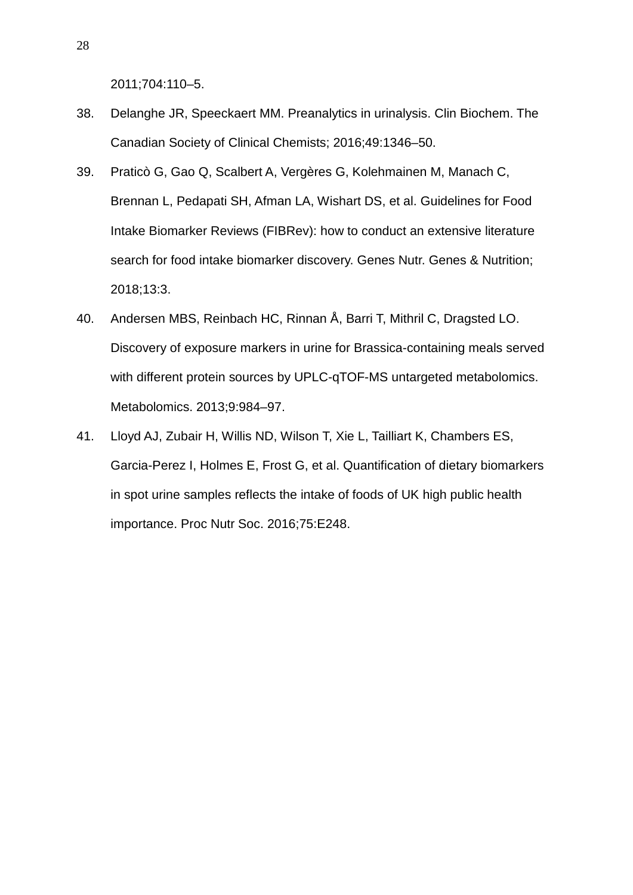2011;704:110–5.

38. Delanghe JR, Speeckaert MM. Preanalytics in urinalysis. Clin Biochem. The Canadian Society of Clinical Chemists; 2016;49:1346–50.

39. Praticò G, Gao Q, Scalbert A, Vergères G, Kolehmainen M, Manach C, Brennan L, Pedapati SH, Afman LA, Wishart DS, et al. Guidelines for Food Intake Biomarker Reviews (FIBRev): how to conduct an extensive literature search for food intake biomarker discovery. Genes Nutr. Genes & Nutrition; 2018;13:3.

40. Andersen MBS, Reinbach HC, Rinnan Å, Barri T, Mithril C, Dragsted LO. Discovery of exposure markers in urine for Brassica-containing meals served with different protein sources by UPLC-qTOF-MS untargeted metabolomics. Metabolomics. 2013;9:984–97.

41. Lloyd AJ, Zubair H, Willis ND, Wilson T, Xie L, Tailliart K, Chambers ES, Garcia-Perez I, Holmes E, Frost G, et al. Quantification of dietary biomarkers in spot urine samples reflects the intake of foods of UK high public health importance. Proc Nutr Soc. 2016;75:E248.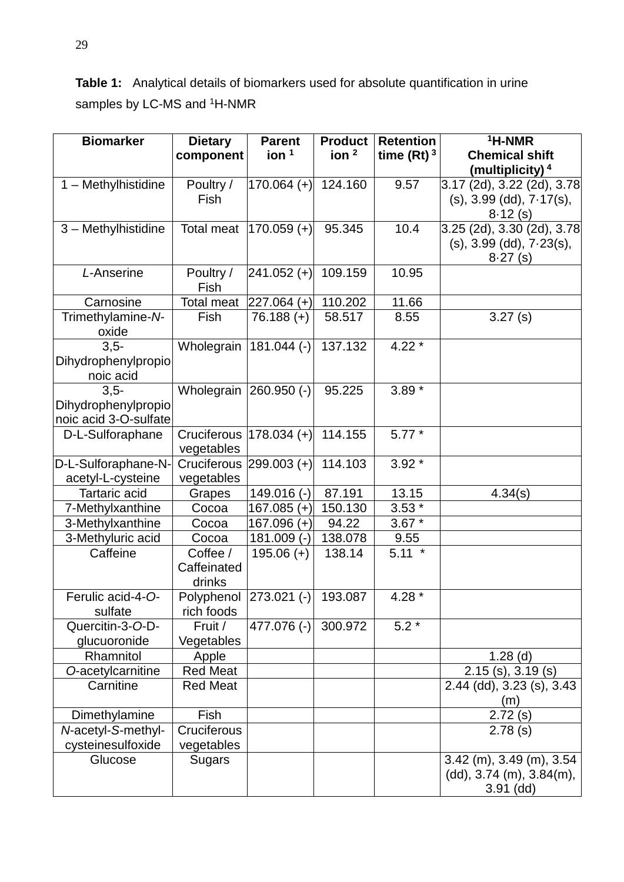**Table 1:** Analytical details of biomarkers used for absolute quantification in urine samples by LC-MS and $^{1}$H-NMR

| Biomarker | Dietary component | Parent ion [1] | Product ion [2] | Retention time (Rt) [3] | $^{1}$H-NMR Chemical shift (multiplicity) [4] |
|---|---|---|---|---|---|
| 1 – Methylhistidine | Poultry / Fish | 170.064 (+) | 124.160 | 9.57 | 3.17 (2d), 3.22 (2d), 3.78 (s), 3.99 (dd), 7·17(s), 8·12 (s) |
| 3 – Methylhistidine | Total meat | 170.059 (+) | 95.345 | 10.4 | 3.25 (2d), 3.30 (2d), 3.78 (s), 3.99 (dd), 7·23(s), 8·27 (s) |
| *L*-Anserine | Poultry / Fish | 241.052 (+) | 109.159 | 10.95 | |
| Carnosine | Total meat | 227.064 (+) | 110.202 | 11.66 | |
| Trimethylamine-*N*-oxide | Fish | 76.188 (+) | 58.517 | 8.55 | 3.27 (s) |
| 3,5-Dihydrophenylpropionoic acid | Wholegrain | 181.044 (-) | 137.132 | 4.22 * | |
| 3,5-Dihydrophenylpropionoic acid 3-O-sulfate | Wholegrain | 260.950 (-) | 95.225 | 3.89 * | |
| D-L-Sulforaphane | Cruciferous vegetables | 178.034 (+) | 114.155 | 5.77 * | |
| D-L-Sulforaphane-N-acetyl-L-cysteine | Cruciferous vegetables | 299.003 (+) | 114.103 | 3.92 * | |
| Tartaric acid | Grapes | 149.016 (-) | 87.191 | 13.15 | 4.34(s) |
| 7-Methylxanthine | Cocoa | 167.085 (+) | 150.130 | 3.53 * | |
| 3-Methylxanthine | Cocoa | 167.096 (+) | 94.22 | 3.67 * | |
| 3-Methyluric acid | Cocoa | 181.009 (-) | 138.078 | 9.55 | |
| Caffeine | Coffee / Caffeinated drinks | 195.06 (+) | 138.14 | 5.11 * | |
| Ferulic acid-4-*O*-sulfate | Polyphenol rich foods | 273.021 (-) | 193.087 | 4.28 * | |
| Quercitin-3-*O*-D-glucuoronide | Fruit / Vegetables | 477.076 (-) | 300.972 | 5.2 * | |
| Rhamnitol | Apple | | | | 1.28 (d) |
| *O*-acetylcarnitine | Red Meat | | | | 2.15 (s), 3.19 (s) |
| Carnitine | Red Meat | | | | 2.44 (dd), 3.23 (s), 3.43 (m) |
| Dimethylamine | Fish | | | | 2.72 (s) |
| *N*-acetyl-*S*-methyl-cysteinesulfoxide | Cruciferous vegetables | | | | 2.78 (s) |
| Glucose | Sugars | | | | 3.42 (m), 3.49 (m), 3.54 (dd), 3.74 (m), 3.84(m), 3.91 (dd) |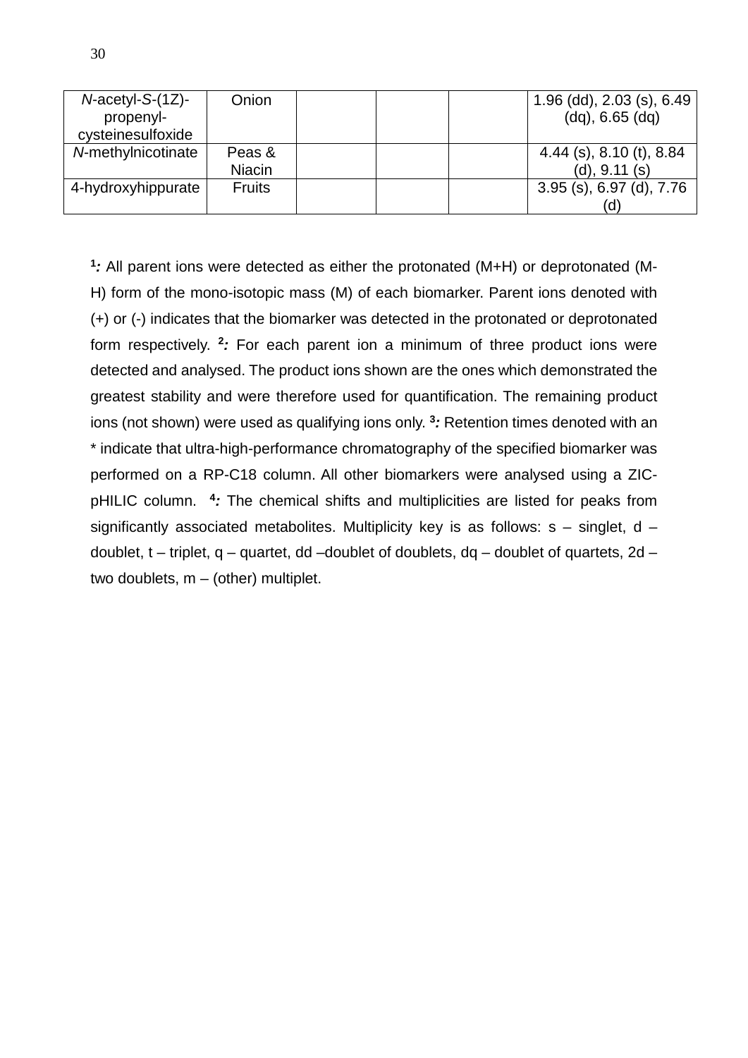| | | | | | |
|---|---|---|---|---|---|
| *N*-acetyl-*S*-(1Z)-propenyl-cysteinesulfoxide | Onion | | | | 1.96 (dd), 2.03 (s), 6.49 (dq), 6.65 (dq) |
| *N*-methylnicotinate | Peas & Niacin | | | | 4.44 (s), 8.10 (t), 8.84 (d), 9.11 (s) |
| 4-hydroxyhippurate | Fruits | | | | 3.95 (s), 6.97 (d), 7.76 (d) |

[1]*:* All parent ions were detected as either the protonated (M+H) or deprotonated (M-H) form of the mono-isotopic mass (M) of each biomarker. Parent ions denoted with (+) or (-) indicates that the biomarker was detected in the protonated or deprotonated form respectively. [2]*:* For each parent ion a minimum of three product ions were detected and analysed. The product ions shown are the ones which demonstrated the greatest stability and were therefore used for quantification. The remaining product ions (not shown) were used as qualifying ions only. [3]*:* Retention times denoted with an * indicate that ultra-high-performance chromatography of the specified biomarker was performed on a RP-C18 column. All other biomarkers were analysed using a ZIC-pHILIC column. [4]*:* The chemical shifts and multiplicities are listed for peaks from significantly associated metabolites. Multiplicity key is as follows: s – singlet, d – doublet, t – triplet, q – quartet, dd –doublet of doublets, dq – doublet of quartets, 2d – two doublets, m – (other) multiplet.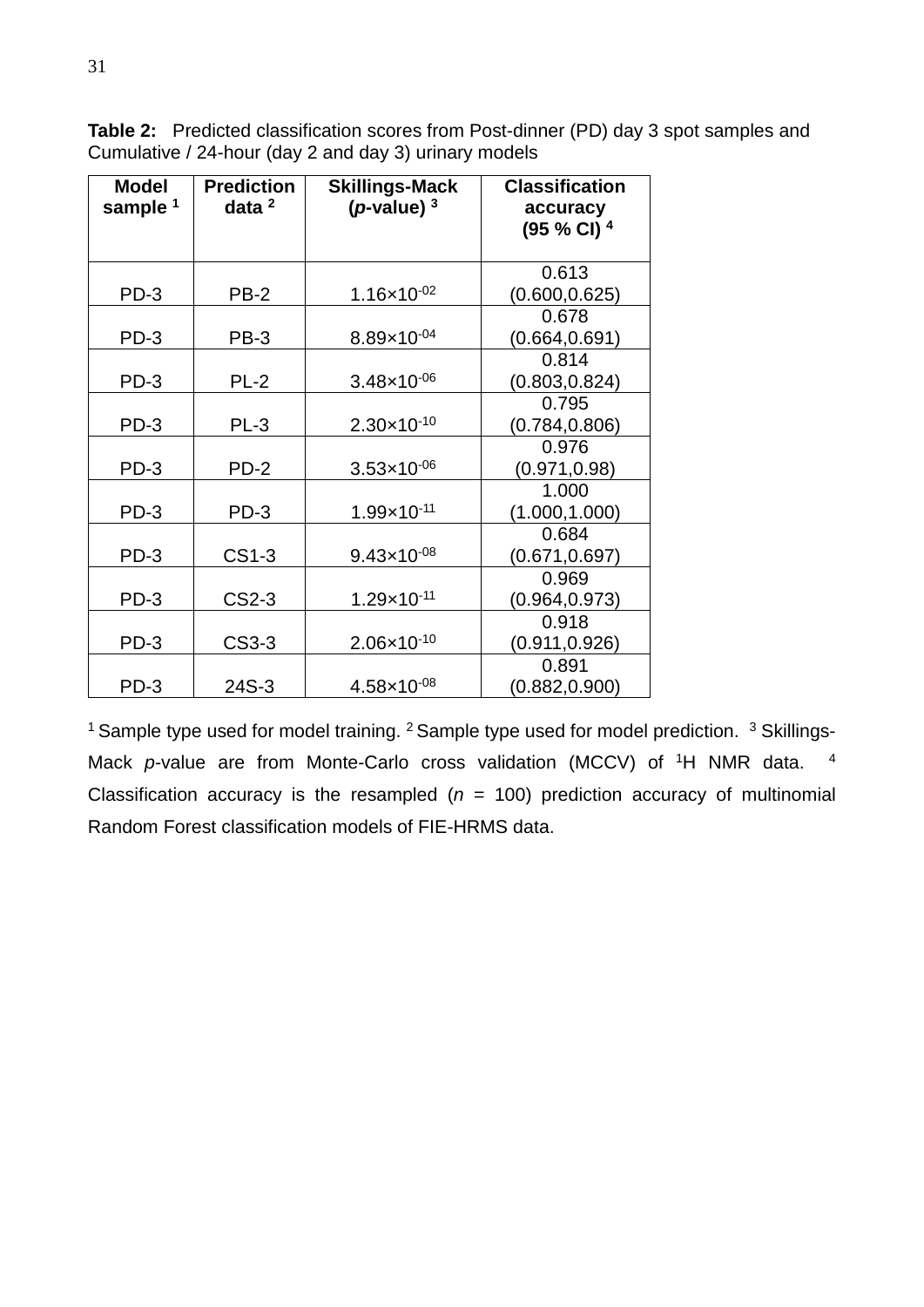**Table 2:** Predicted classification scores from Post-dinner (PD) day 3 spot samples and Cumulative / 24-hour (day 2 and day 3) urinary models

| Model sample [1] | Prediction data [2] | Skillings-Mack (*p*-value) [3] | Classification accuracy (95 % CI) [4] |
|---|---|---|---|
| PD-3 | PB-2 | $1.16\times10^{-02}$ | 0.613 (0.600,0.625) |
| PD-3 | PB-3 | $8.89\times10^{-04}$ | 0.678 (0.664,0.691) |
| PD-3 | PL-2 | $3.48\times10^{-06}$ | 0.814 (0.803,0.824) |
| PD-3 | PL-3 | $2.30\times10^{-10}$ | 0.795 (0.784,0.806) |
| PD-3 | PD-2 | $3.53\times10^{-06}$ | 0.976 (0.971,0.98) |
| PD-3 | PD-3 | $1.99\times10^{-11}$ | 1.000 (1.000,1.000) |
| PD-3 | CS1-3 | $9.43\times10^{-08}$ | 0.684 (0.671,0.697) |
| PD-3 | CS2-3 | $1.29\times10^{-11}$ | 0.969 (0.964,0.973) |
| PD-3 | CS3-3 | $2.06\times10^{-10}$ | 0.918 (0.911,0.926) |
| PD-3 | 24S-3 | $4.58\times10^{-08}$ | 0.891 (0.882,0.900) |

[1] Sample type used for model training. [2] Sample type used for model prediction. [3] Skillings-Mack *p*-value are from Monte-Carlo cross validation (MCCV) of $^{1}$H NMR data. [4] Classification accuracy is the resampled ($n$ = 100) prediction accuracy of multinomial Random Forest classification models of FIE-HRMS data.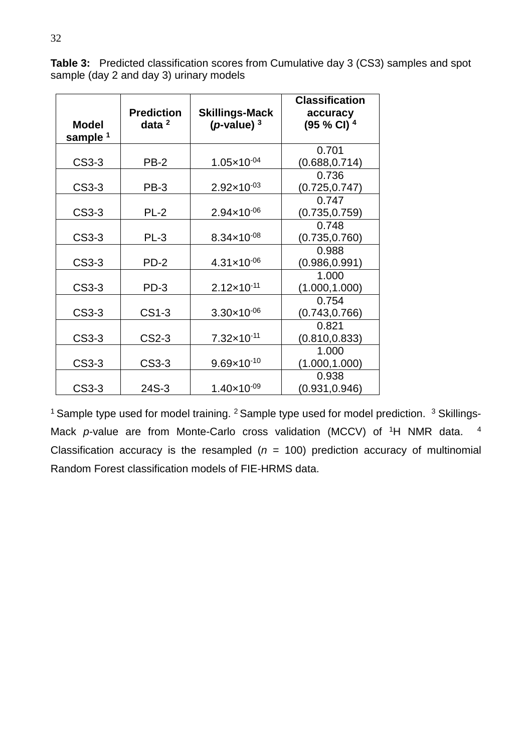**Table 3:** Predicted classification scores from Cumulative day 3 (CS3) samples and spot sample (day 2 and day 3) urinary models

| Model sample [1] | Prediction data [2] | Skillings-Mack (*p*-value) [3] | Classification accuracy (95 % CI) [4] |
|---|---|---|---|
| CS3-3 | PB-2 | $1.05 \times 10^{-04}$ | 0.701 (0.688,0.714) |
| CS3-3 | PB-3 | $2.92 \times 10^{-03}$ | 0.736 (0.725,0.747) |
| CS3-3 | PL-2 | $2.94 \times 10^{-06}$ | 0.747 (0.735,0.759) |
| CS3-3 | PL-3 | $8.34 \times 10^{-08}$ | 0.748 (0.735,0.760) |
| CS3-3 | PD-2 | $4.31 \times 10^{-06}$ | 0.988 (0.986,0.991) |
| CS3-3 | PD-3 | $2.12 \times 10^{-11}$ | 1.000 (1.000,1.000) |
| CS3-3 | CS1-3 | $3.30 \times 10^{-06}$ | 0.754 (0.743,0.766) |
| CS3-3 | CS2-3 | $7.32 \times 10^{-11}$ | 0.821 (0.810,0.833) |
| CS3-3 | CS3-3 | $9.69 \times 10^{-10}$ | 1.000 (1.000,1.000) |
| CS3-3 | 24S-3 | $1.40 \times 10^{-09}$ | 0.938 (0.931,0.946) |

[1] Sample type used for model training. [2] Sample type used for model prediction. [3] Skillings-Mack *p*-value are from Monte-Carlo cross validation (MCCV) of $^{1}$H NMR data. [4] Classification accuracy is the resampled (*n* = 100) prediction accuracy of multinomial Random Forest classification models of FIE-HRMS data.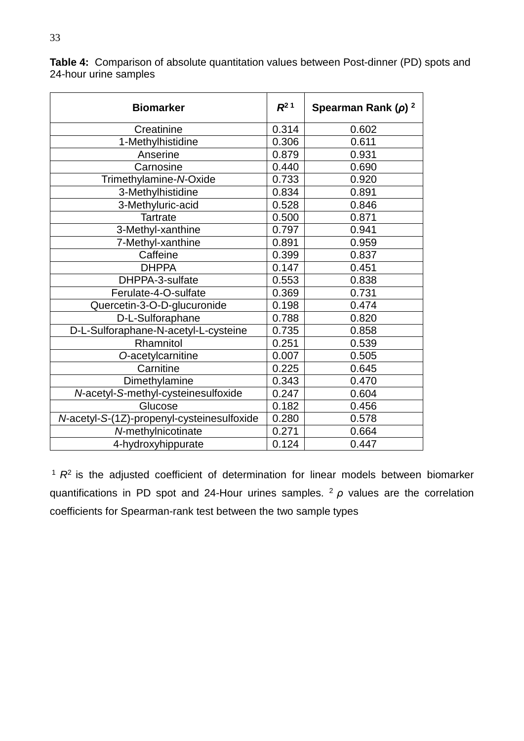**Table 4:** Comparison of absolute quantitation values between Post-dinner (PD) spots and 24-hour urine samples

| **Biomarker** | $R^{2}$ [1] | **Spearman Rank (*ρ*)** [2] |
|---|---|---|
| Creatinine | 0.314 | 0.602 |
| 1-Methylhistidine | 0.306 | 0.611 |
| Anserine | 0.879 | 0.931 |
| Carnosine | 0.440 | 0.690 |
| Trimethylamine-*N*-Oxide | 0.733 | 0.920 |
| 3-Methylhistidine | 0.834 | 0.891 |
| 3-Methyluric-acid | 0.528 | 0.846 |
| Tartrate | 0.500 | 0.871 |
| 3-Methyl-xanthine | 0.797 | 0.941 |
| 7-Methyl-xanthine | 0.891 | 0.959 |
| Caffeine | 0.399 | 0.837 |
| DHPPA | 0.147 | 0.451 |
| DHPPA-3-sulfate | 0.553 | 0.838 |
| Ferulate-4-O-sulfate | 0.369 | 0.731 |
| Quercetin-3-O-D-glucuronide | 0.198 | 0.474 |
| D-L-Sulforaphane | 0.788 | 0.820 |
| D-L-Sulforaphane-N-acetyl-L-cysteine | 0.735 | 0.858 |
| Rhamnitol | 0.251 | 0.539 |
| *O*-acetylcarnitine | 0.007 | 0.505 |
| Carnitine | 0.225 | 0.645 |
| Dimethylamine | 0.343 | 0.470 |
| *N*-acetyl-*S*-methyl-cysteinesulfoxide | 0.247 | 0.604 |
| Glucose | 0.182 | 0.456 |
| *N*-acetyl-*S*-(1Z)-propenyl-cysteinesulfoxide | 0.280 | 0.578 |
| *N*-methylnicotinate | 0.271 | 0.664 |
| 4-hydroxyhippurate | 0.124 | 0.447 |

[1] $R^2$ is the adjusted coefficient of determination for linear models between biomarker quantifications in PD spot and 24-Hour urines samples. [2] $\rho$ values are the correlation coefficients for Spearman-rank test between the two sample types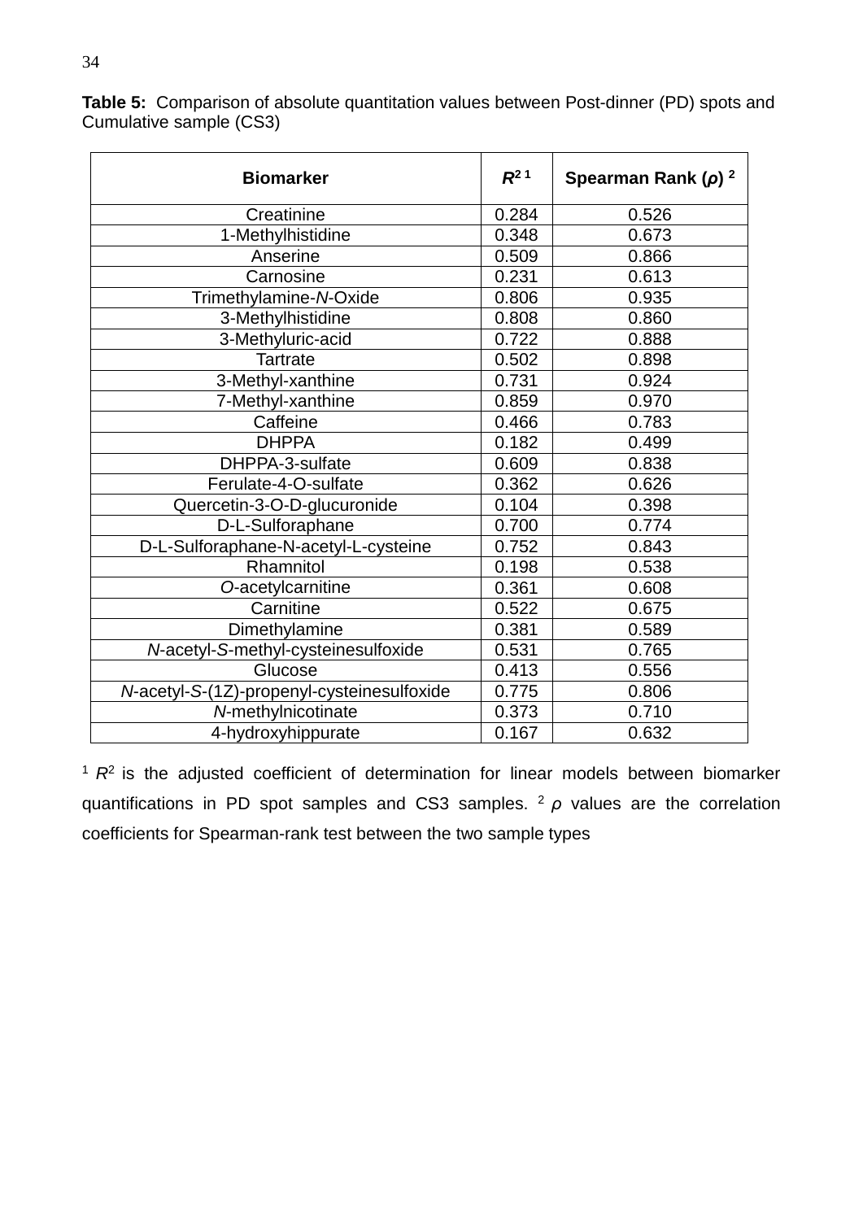**Table 5:** Comparison of absolute quantitation values between Post-dinner (PD) spots and Cumulative sample (CS3)

| Biomarker | $R^2$ [1] | Spearman Rank ($\rho$) [2] |
|---|---|---|
| Creatinine | 0.284 | 0.526 |
| 1-Methylhistidine | 0.348 | 0.673 |
| Anserine | 0.509 | 0.866 |
| Carnosine | 0.231 | 0.613 |
| Trimethylamine-*N*-Oxide | 0.806 | 0.935 |
| 3-Methylhistidine | 0.808 | 0.860 |
| 3-Methyluric-acid | 0.722 | 0.888 |
| Tartrate | 0.502 | 0.898 |
| 3-Methyl-xanthine | 0.731 | 0.924 |
| 7-Methyl-xanthine | 0.859 | 0.970 |
| Caffeine | 0.466 | 0.783 |
| DHPPA | 0.182 | 0.499 |
| DHPPA-3-sulfate | 0.609 | 0.838 |
| Ferulate-4-O-sulfate | 0.362 | 0.626 |
| Quercetin-3-O-D-glucuronide | 0.104 | 0.398 |
| D-L-Sulforaphane | 0.700 | 0.774 |
| D-L-Sulforaphane-N-acetyl-L-cysteine | 0.752 | 0.843 |
| Rhamnitol | 0.198 | 0.538 |
| *O*-acetylcarnitine | 0.361 | 0.608 |
| Carnitine | 0.522 | 0.675 |
| Dimethylamine | 0.381 | 0.589 |
| *N*-acetyl-*S*-methyl-cysteinesulfoxide | 0.531 | 0.765 |
| Glucose | 0.413 | 0.556 |
| *N*-acetyl-*S*-(1Z)-propenyl-cysteinesulfoxide | 0.775 | 0.806 |
| *N*-methylnicotinate | 0.373 | 0.710 |
| 4-hydroxyhippurate | 0.167 | 0.632 |

[1] $R^2$ is the adjusted coefficient of determination for linear models between biomarker quantifications in PD spot samples and CS3 samples. [2] $\rho$ values are the correlation coefficients for Spearman-rank test between the two sample types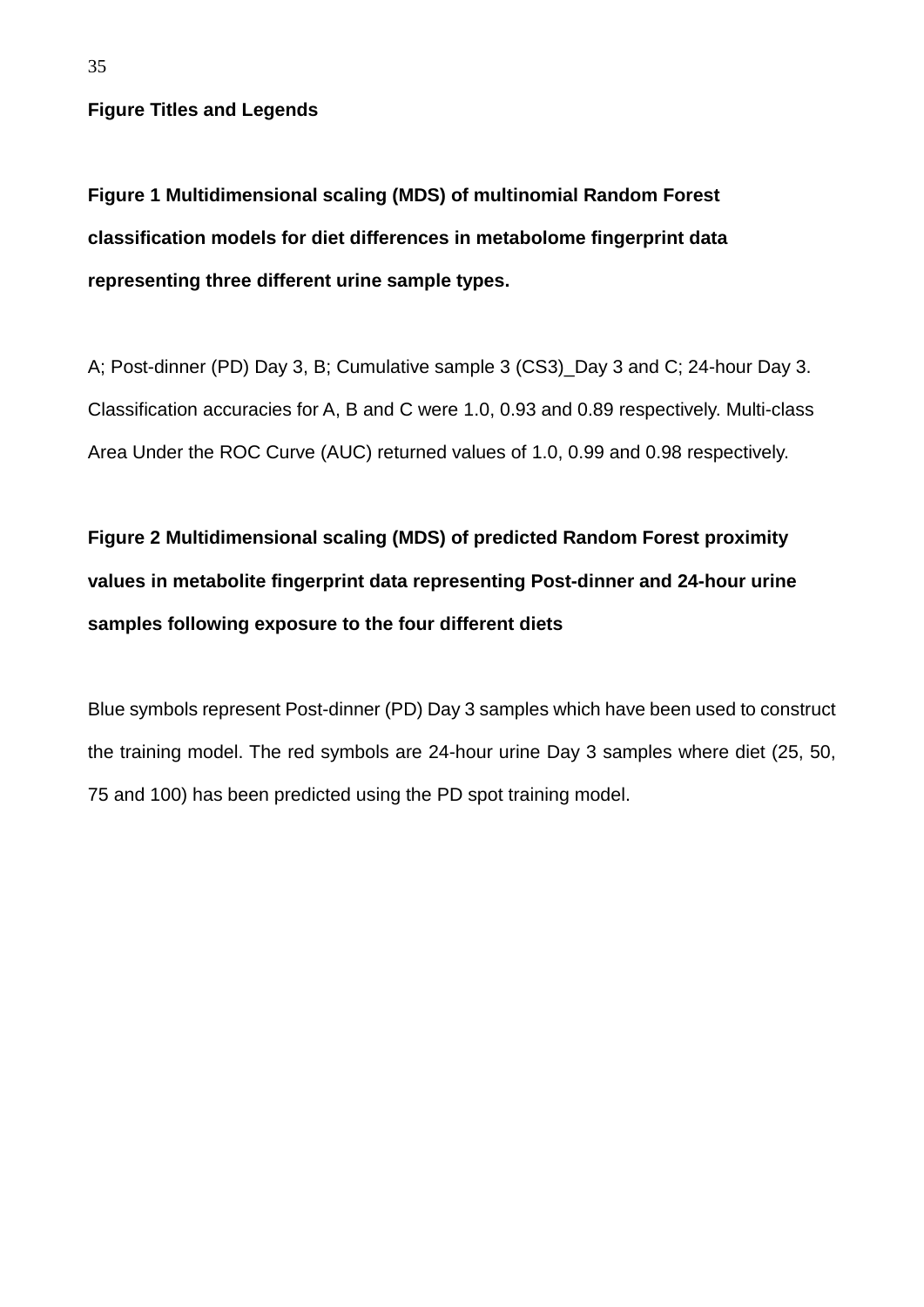## Figure Titles and Legends

**Figure 1 Multidimensional scaling (MDS) of multinomial Random Forest classification models for diet differences in metabolome fingerprint data representing three different urine sample types.**

A; Post-dinner (PD) Day 3, B; Cumulative sample 3 (CS3)_Day 3 and C; 24-hour Day 3. Classification accuracies for A, B and C were 1.0, 0.93 and 0.89 respectively. Multi-class Area Under the ROC Curve (AUC) returned values of 1.0, 0.99 and 0.98 respectively.

**Figure 2 Multidimensional scaling (MDS) of predicted Random Forest proximity values in metabolite fingerprint data representing Post-dinner and 24-hour urine samples following exposure to the four different diets**

Blue symbols represent Post-dinner (PD) Day 3 samples which have been used to construct the training model. The red symbols are 24-hour urine Day 3 samples where diet (25, 50, 75 and 100) has been predicted using the PD spot training model.